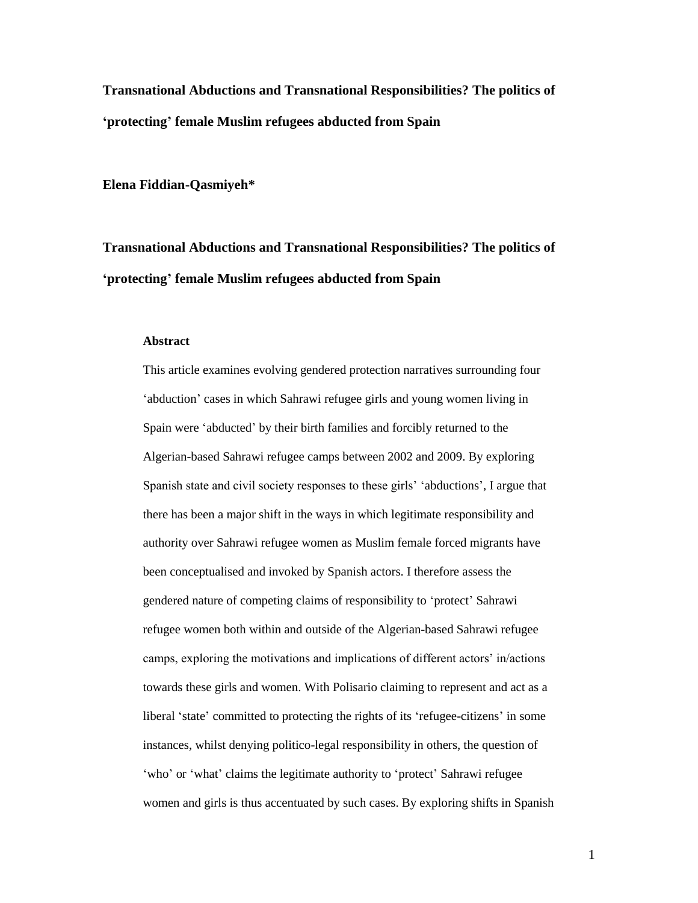**Transnational Abductions and Transnational Responsibilities? The politics of 'protecting' female Muslim refugees abducted from Spain**

**Elena Fiddian-Qasmiyeh***

**Transnational Abductions and Transnational Responsibilities? The politics of 'protecting' female Muslim refugees abducted from Spain**

**Abstract**

This article examines evolving gendered protection narratives surrounding four 'abduction' cases in which Sahrawi refugee girls and young women living in Spain were 'abducted' by their birth families and forcibly returned to the Algerian-based Sahrawi refugee camps between 2002 and 2009. By exploring Spanish state and civil society responses to these girls' 'abductions', I argue that there has been a major shift in the ways in which legitimate responsibility and authority over Sahrawi refugee women as Muslim female forced migrants have been conceptualised and invoked by Spanish actors. I therefore assess the gendered nature of competing claims of responsibility to 'protect' Sahrawi refugee women both within and outside of the Algerian-based Sahrawi refugee camps, exploring the motivations and implications of different actors' in/actions towards these girls and women. With Polisario claiming to represent and act as a liberal 'state' committed to protecting the rights of its 'refugee-citizens' in some instances, whilst denying politico-legal responsibility in others, the question of 'who' or 'what' claims the legitimate authority to 'protect' Sahrawi refugee women and girls is thus accentuated by such cases. By exploring shifts in Spanish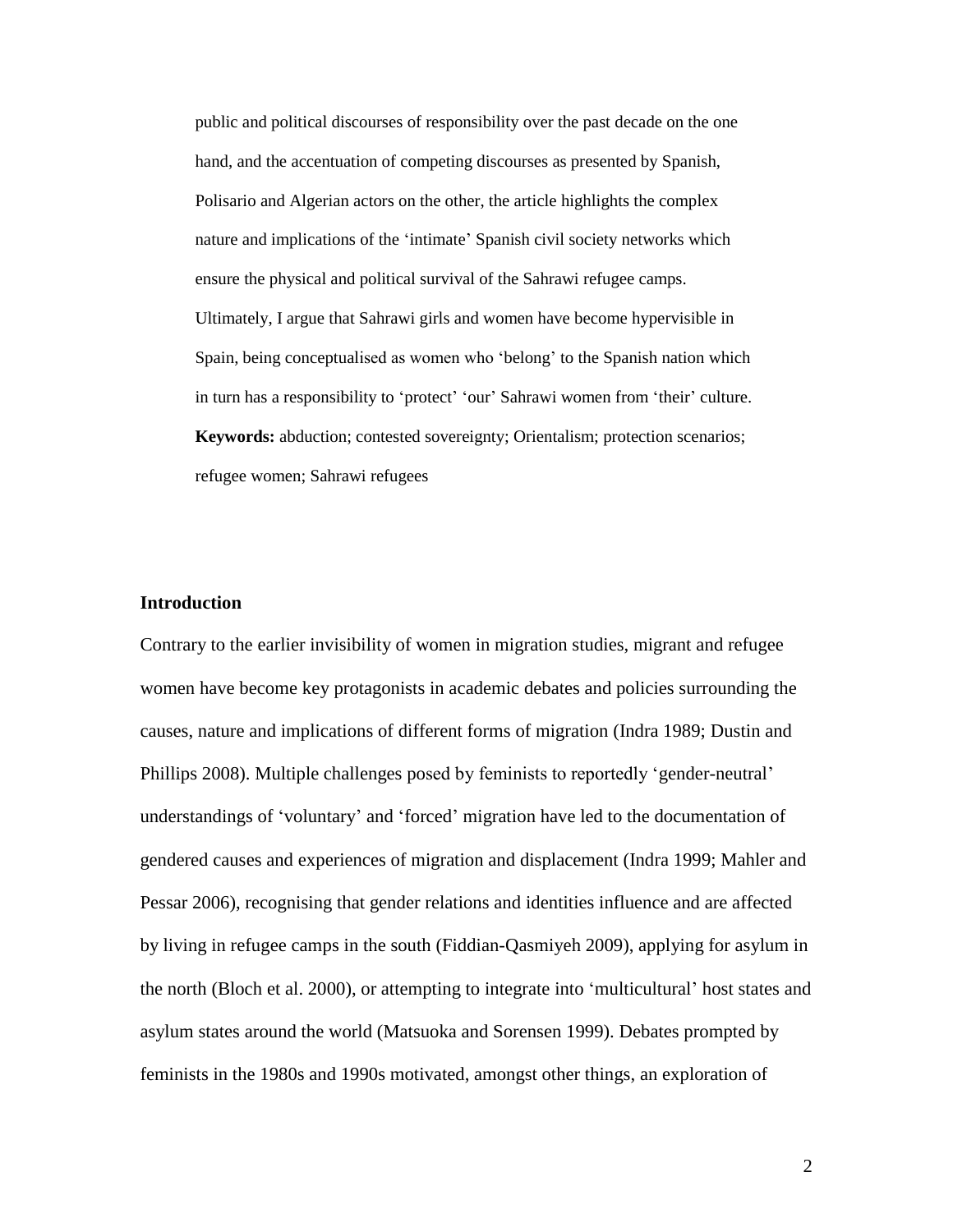public and political discourses of responsibility over the past decade on the one hand, and the accentuation of competing discourses as presented by Spanish, Polisario and Algerian actors on the other, the article highlights the complex nature and implications of the 'intimate' Spanish civil society networks which ensure the physical and political survival of the Sahrawi refugee camps. Ultimately, I argue that Sahrawi girls and women have become hypervisible in Spain, being conceptualised as women who 'belong' to the Spanish nation which in turn has a responsibility to 'protect' 'our' Sahrawi women from 'their' culture.

**Keywords:** abduction; contested sovereignty; Orientalism; protection scenarios; refugee women; Sahrawi refugees

## Introduction

Contrary to the earlier invisibility of women in migration studies, migrant and refugee women have become key protagonists in academic debates and policies surrounding the causes, nature and implications of different forms of migration (Indra 1989; Dustin and Phillips 2008). Multiple challenges posed by feminists to reportedly 'gender-neutral' understandings of 'voluntary' and 'forced' migration have led to the documentation of gendered causes and experiences of migration and displacement (Indra 1999; Mahler and Pessar 2006), recognising that gender relations and identities influence and are affected by living in refugee camps in the south (Fiddian-Qasmiyeh 2009), applying for asylum in the north (Bloch et al. 2000), or attempting to integrate into 'multicultural' host states and asylum states around the world (Matsuoka and Sorensen 1999). Debates prompted by feminists in the 1980s and 1990s motivated, amongst other things, an exploration of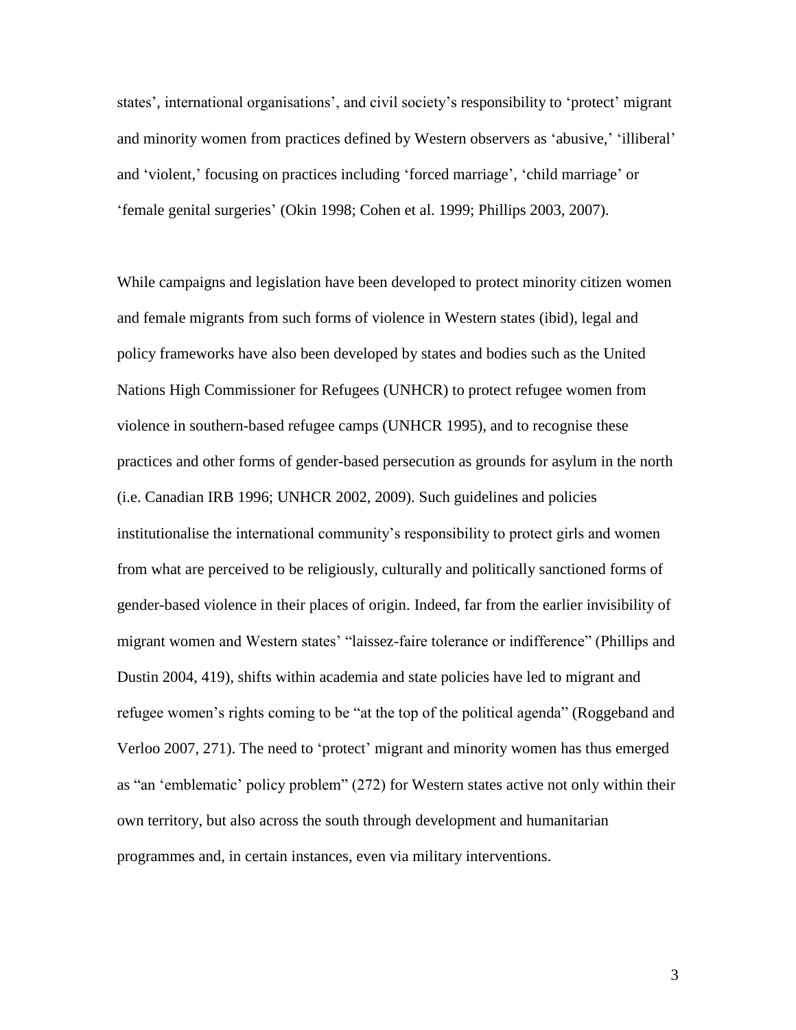states', international organisations', and civil society's responsibility to 'protect' migrant and minority women from practices defined by Western observers as 'abusive,' 'illiberal' and 'violent,' focusing on practices including 'forced marriage', 'child marriage' or 'female genital surgeries' (Okin 1998; Cohen et al. 1999; Phillips 2003, 2007).

While campaigns and legislation have been developed to protect minority citizen women and female migrants from such forms of violence in Western states (ibid), legal and policy frameworks have also been developed by states and bodies such as the United Nations High Commissioner for Refugees (UNHCR) to protect refugee women from violence in southern-based refugee camps (UNHCR 1995), and to recognise these practices and other forms of gender-based persecution as grounds for asylum in the north (i.e. Canadian IRB 1996; UNHCR 2002, 2009). Such guidelines and policies institutionalise the international community's responsibility to protect girls and women from what are perceived to be religiously, culturally and politically sanctioned forms of gender-based violence in their places of origin. Indeed, far from the earlier invisibility of migrant women and Western states' "laissez-faire tolerance or indifference" (Phillips and Dustin 2004, 419), shifts within academia and state policies have led to migrant and refugee women's rights coming to be "at the top of the political agenda" (Roggeband and Verloo 2007, 271). The need to 'protect' migrant and minority women has thus emerged as "an 'emblematic' policy problem" (272) for Western states active not only within their own territory, but also across the south through development and humanitarian programmes and, in certain instances, even via military interventions.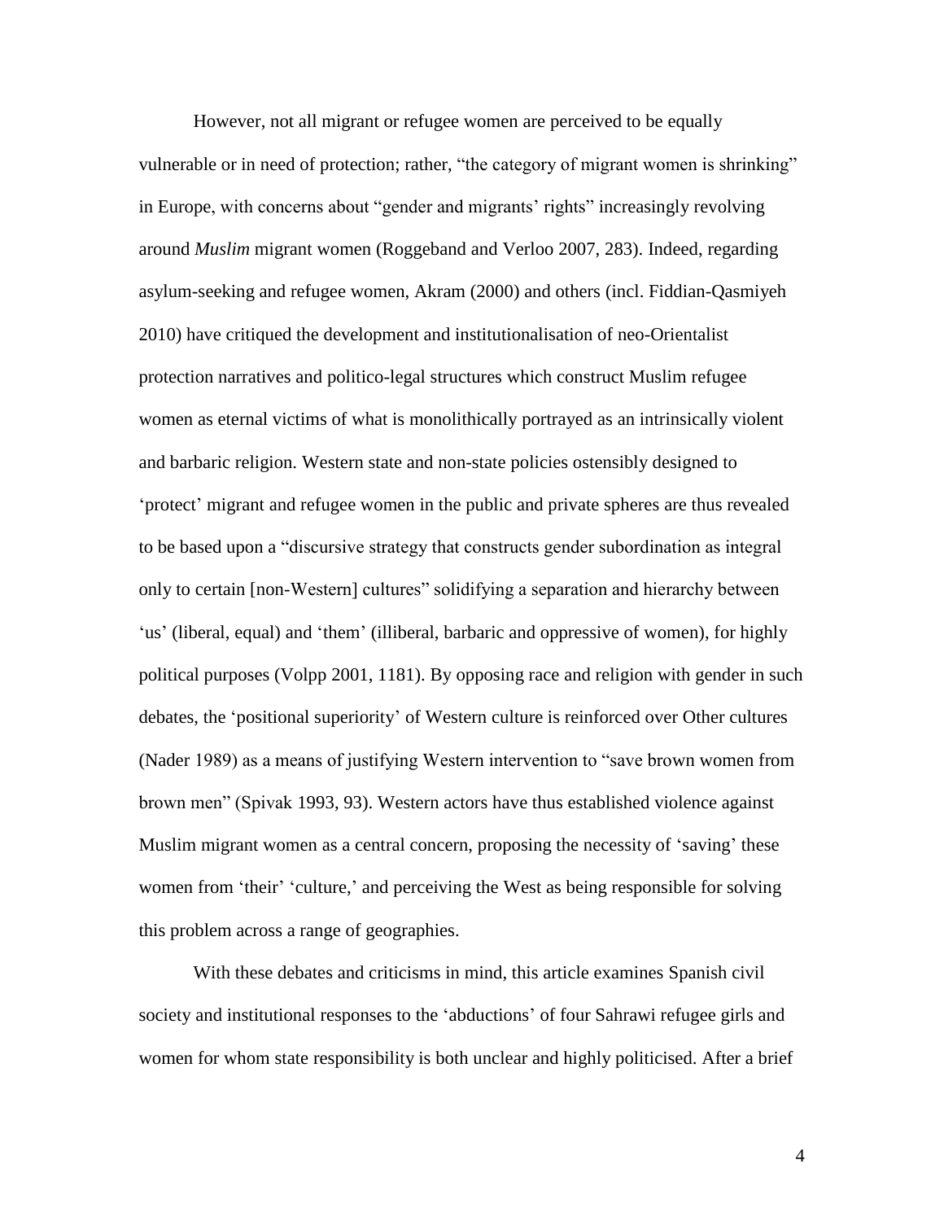However, not all migrant or refugee women are perceived to be equally vulnerable or in need of protection; rather, "the category of migrant women is shrinking" in Europe, with concerns about "gender and migrants' rights" increasingly revolving around *Muslim* migrant women (Roggeband and Verloo 2007, 283). Indeed, regarding asylum-seeking and refugee women, Akram (2000) and others (incl. Fiddian-Qasmiyeh 2010) have critiqued the development and institutionalisation of neo-Orientalist protection narratives and politico-legal structures which construct Muslim refugee women as eternal victims of what is monolithically portrayed as an intrinsically violent and barbaric religion. Western state and non-state policies ostensibly designed to 'protect' migrant and refugee women in the public and private spheres are thus revealed to be based upon a "discursive strategy that constructs gender subordination as integral only to certain [non-Western] cultures" solidifying a separation and hierarchy between 'us' (liberal, equal) and 'them' (illiberal, barbaric and oppressive of women), for highly political purposes (Volpp 2001, 1181). By opposing race and religion with gender in such debates, the 'positional superiority' of Western culture is reinforced over Other cultures (Nader 1989) as a means of justifying Western intervention to "save brown women from brown men" (Spivak 1993, 93). Western actors have thus established violence against Muslim migrant women as a central concern, proposing the necessity of 'saving' these women from 'their' 'culture,' and perceiving the West as being responsible for solving this problem across a range of geographies.

With these debates and criticisms in mind, this article examines Spanish civil society and institutional responses to the 'abductions' of four Sahrawi refugee girls and women for whom state responsibility is both unclear and highly politicised. After a brief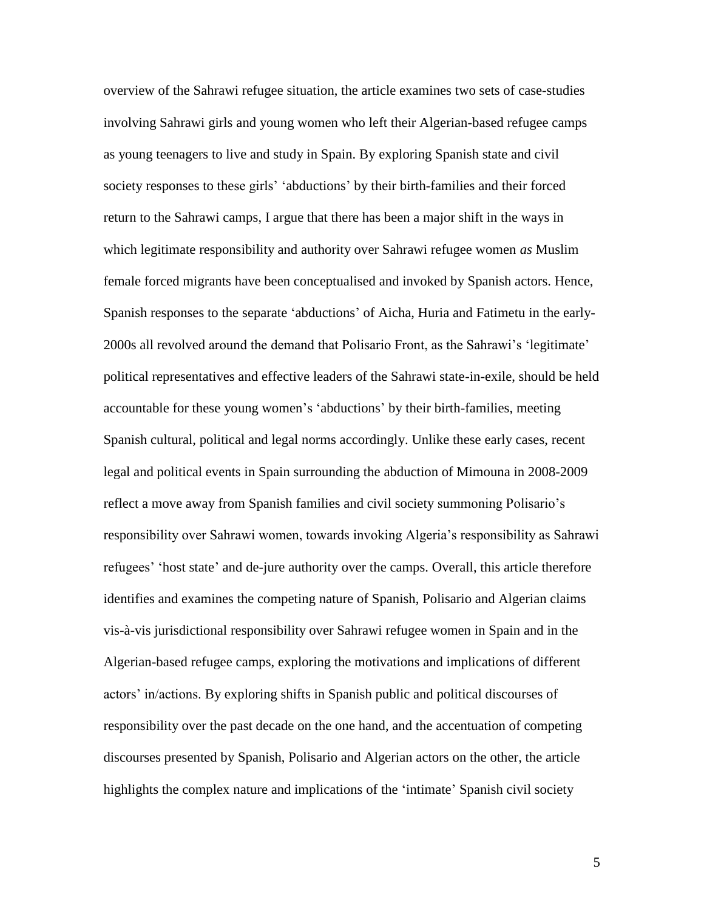overview of the Sahrawi refugee situation, the article examines two sets of case-studies involving Sahrawi girls and young women who left their Algerian-based refugee camps as young teenagers to live and study in Spain. By exploring Spanish state and civil society responses to these girls' 'abductions' by their birth-families and their forced return to the Sahrawi camps, I argue that there has been a major shift in the ways in which legitimate responsibility and authority over Sahrawi refugee women *as* Muslim female forced migrants have been conceptualised and invoked by Spanish actors. Hence, Spanish responses to the separate 'abductions' of Aicha, Huria and Fatimetu in the early-2000s all revolved around the demand that Polisario Front, as the Sahrawi's 'legitimate' political representatives and effective leaders of the Sahrawi state-in-exile, should be held accountable for these young women's 'abductions' by their birth-families, meeting Spanish cultural, political and legal norms accordingly. Unlike these early cases, recent legal and political events in Spain surrounding the abduction of Mimouna in 2008-2009 reflect a move away from Spanish families and civil society summoning Polisario's responsibility over Sahrawi women, towards invoking Algeria's responsibility as Sahrawi refugees' 'host state' and de-jure authority over the camps. Overall, this article therefore identifies and examines the competing nature of Spanish, Polisario and Algerian claims vis-à-vis jurisdictional responsibility over Sahrawi refugee women in Spain and in the Algerian-based refugee camps, exploring the motivations and implications of different actors' in/actions. By exploring shifts in Spanish public and political discourses of responsibility over the past decade on the one hand, and the accentuation of competing discourses presented by Spanish, Polisario and Algerian actors on the other, the article highlights the complex nature and implications of the 'intimate' Spanish civil society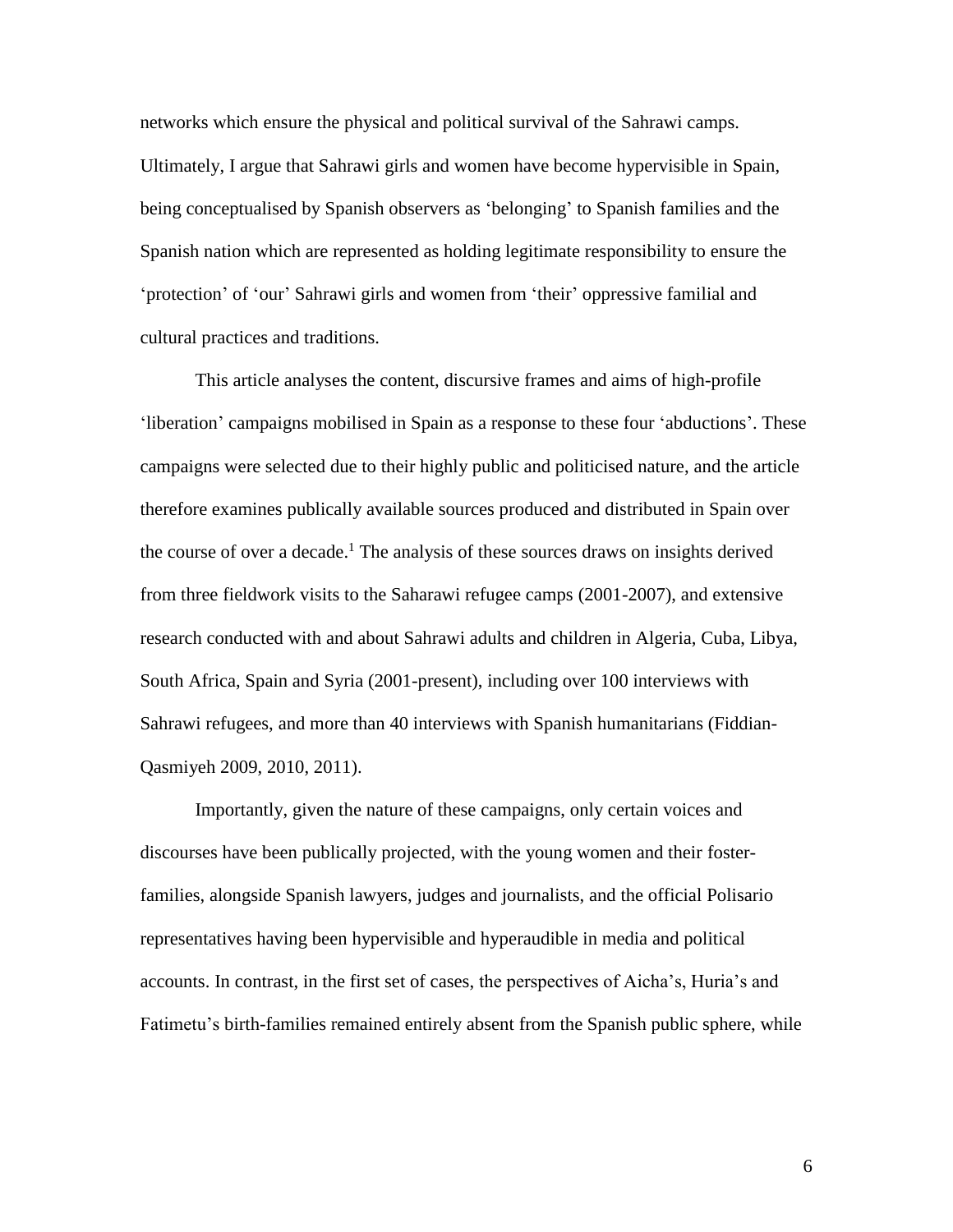networks which ensure the physical and political survival of the Sahrawi camps. Ultimately, I argue that Sahrawi girls and women have become hypervisible in Spain, being conceptualised by Spanish observers as 'belonging' to Spanish families and the Spanish nation which are represented as holding legitimate responsibility to ensure the 'protection' of 'our' Sahrawi girls and women from 'their' oppressive familial and cultural practices and traditions.

This article analyses the content, discursive frames and aims of high-profile 'liberation' campaigns mobilised in Spain as a response to these four 'abductions'. These campaigns were selected due to their highly public and politicised nature, and the article therefore examines publically available sources produced and distributed in Spain over the course of over a decade.[1] The analysis of these sources draws on insights derived from three fieldwork visits to the Saharawi refugee camps (2001-2007), and extensive research conducted with and about Sahrawi adults and children in Algeria, Cuba, Libya, South Africa, Spain and Syria (2001-present), including over 100 interviews with Sahrawi refugees, and more than 40 interviews with Spanish humanitarians (Fiddian-Qasmiyeh 2009, 2010, 2011).

Importantly, given the nature of these campaigns, only certain voices and discourses have been publically projected, with the young women and their foster-families, alongside Spanish lawyers, judges and journalists, and the official Polisario representatives having been hypervisible and hyperaudible in media and political accounts. In contrast, in the first set of cases, the perspectives of Aicha's, Huria's and Fatimetu's birth-families remained entirely absent from the Spanish public sphere, while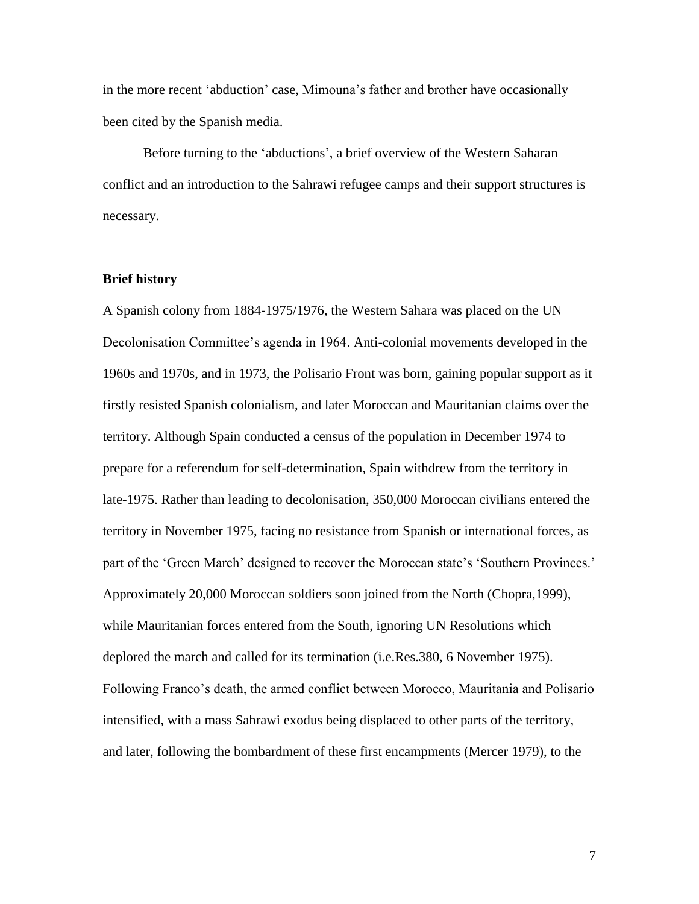in the more recent 'abduction' case, Mimouna's father and brother have occasionally been cited by the Spanish media.

Before turning to the 'abductions', a brief overview of the Western Saharan conflict and an introduction to the Sahrawi refugee camps and their support structures is necessary.

**Brief history**

A Spanish colony from 1884-1975/1976, the Western Sahara was placed on the UN Decolonisation Committee's agenda in 1964. Anti-colonial movements developed in the 1960s and 1970s, and in 1973, the Polisario Front was born, gaining popular support as it firstly resisted Spanish colonialism, and later Moroccan and Mauritanian claims over the territory. Although Spain conducted a census of the population in December 1974 to prepare for a referendum for self-determination, Spain withdrew from the territory in late-1975. Rather than leading to decolonisation, 350,000 Moroccan civilians entered the territory in November 1975, facing no resistance from Spanish or international forces, as part of the 'Green March' designed to recover the Moroccan state's 'Southern Provinces.' Approximately 20,000 Moroccan soldiers soon joined from the North (Chopra,1999), while Mauritanian forces entered from the South, ignoring UN Resolutions which deplored the march and called for its termination (i.e.Res.380, 6 November 1975). Following Franco's death, the armed conflict between Morocco, Mauritania and Polisario intensified, with a mass Sahrawi exodus being displaced to other parts of the territory, and later, following the bombardment of these first encampments (Mercer 1979), to the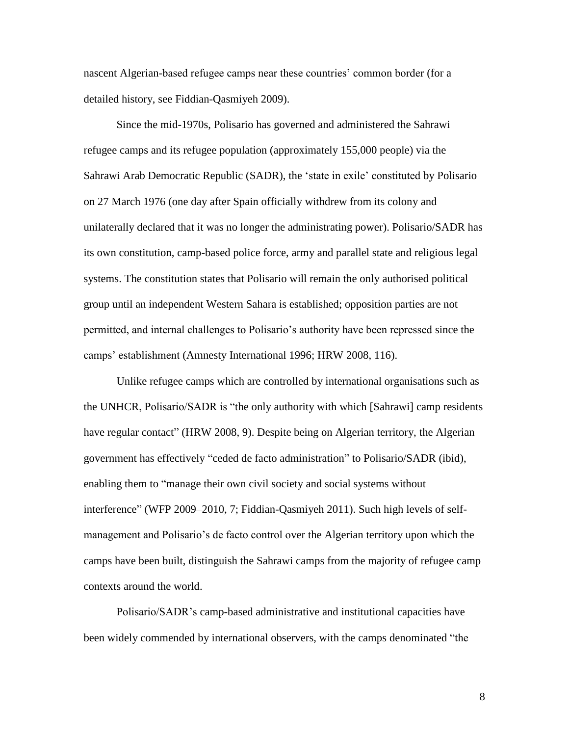nascent Algerian-based refugee camps near these countries' common border (for a detailed history, see Fiddian-Qasmiyeh 2009).

Since the mid-1970s, Polisario has governed and administered the Sahrawi refugee camps and its refugee population (approximately 155,000 people) via the Sahrawi Arab Democratic Republic (SADR), the 'state in exile' constituted by Polisario on 27 March 1976 (one day after Spain officially withdrew from its colony and unilaterally declared that it was no longer the administrating power). Polisario/SADR has its own constitution, camp-based police force, army and parallel state and religious legal systems. The constitution states that Polisario will remain the only authorised political group until an independent Western Sahara is established; opposition parties are not permitted, and internal challenges to Polisario's authority have been repressed since the camps' establishment (Amnesty International 1996; HRW 2008, 116).

Unlike refugee camps which are controlled by international organisations such as the UNHCR, Polisario/SADR is "the only authority with which [Sahrawi] camp residents have regular contact" (HRW 2008, 9). Despite being on Algerian territory, the Algerian government has effectively "ceded de facto administration" to Polisario/SADR (ibid), enabling them to "manage their own civil society and social systems without interference" (WFP 2009–2010, 7; Fiddian-Qasmiyeh 2011). Such high levels of self-management and Polisario's de facto control over the Algerian territory upon which the camps have been built, distinguish the Sahrawi camps from the majority of refugee camp contexts around the world.

Polisario/SADR's camp-based administrative and institutional capacities have been widely commended by international observers, with the camps denominated "the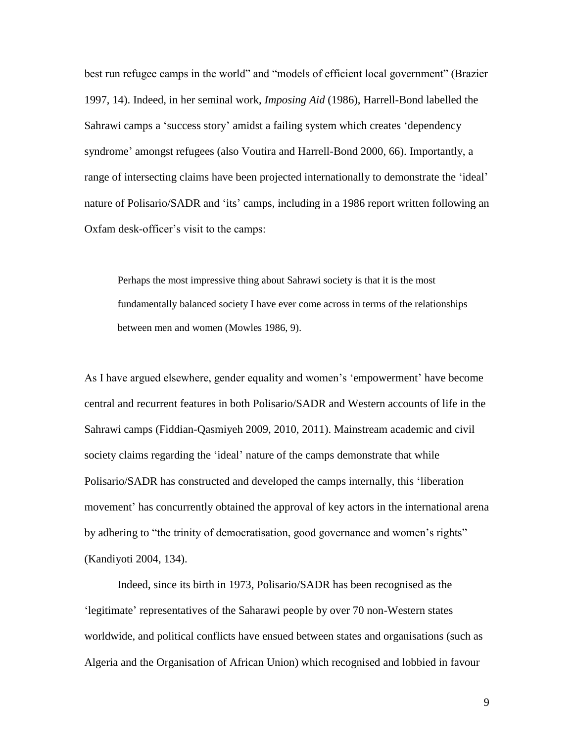best run refugee camps in the world" and "models of efficient local government" (Brazier 1997, 14). Indeed, in her seminal work, *Imposing Aid* (1986), Harrell-Bond labelled the Sahrawi camps a 'success story' amidst a failing system which creates 'dependency syndrome' amongst refugees (also Voutira and Harrell-Bond 2000, 66). Importantly, a range of intersecting claims have been projected internationally to demonstrate the 'ideal' nature of Polisario/SADR and 'its' camps, including in a 1986 report written following an Oxfam desk-officer's visit to the camps:

> Perhaps the most impressive thing about Sahrawi society is that it is the most fundamentally balanced society I have ever come across in terms of the relationships between men and women (Mowles 1986, 9).

As I have argued elsewhere, gender equality and women's 'empowerment' have become central and recurrent features in both Polisario/SADR and Western accounts of life in the Sahrawi camps (Fiddian-Qasmiyeh 2009, 2010, 2011). Mainstream academic and civil society claims regarding the 'ideal' nature of the camps demonstrate that while Polisario/SADR has constructed and developed the camps internally, this 'liberation movement' has concurrently obtained the approval of key actors in the international arena by adhering to "the trinity of democratisation, good governance and women's rights" (Kandiyoti 2004, 134).

Indeed, since its birth in 1973, Polisario/SADR has been recognised as the 'legitimate' representatives of the Saharawi people by over 70 non-Western states worldwide, and political conflicts have ensued between states and organisations (such as Algeria and the Organisation of African Union) which recognised and lobbied in favour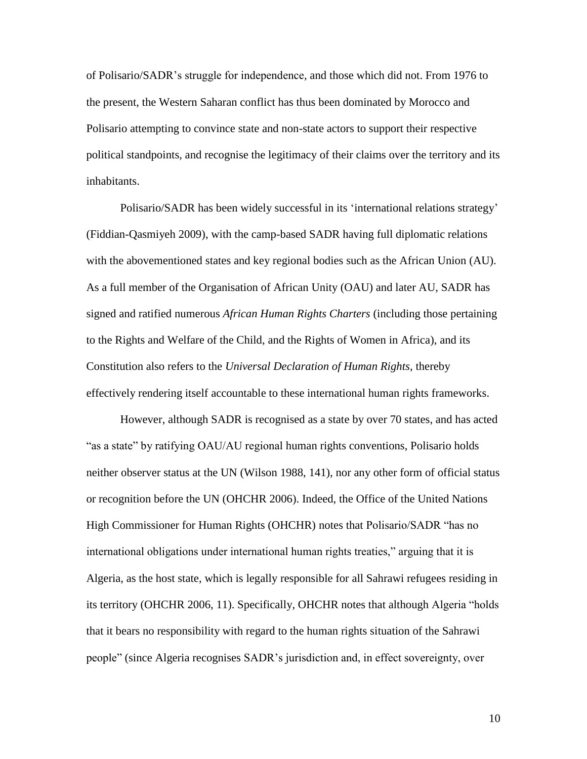of Polisario/SADR's struggle for independence, and those which did not. From 1976 to the present, the Western Saharan conflict has thus been dominated by Morocco and Polisario attempting to convince state and non-state actors to support their respective political standpoints, and recognise the legitimacy of their claims over the territory and its inhabitants.

Polisario/SADR has been widely successful in its 'international relations strategy' (Fiddian-Qasmiyeh 2009), with the camp-based SADR having full diplomatic relations with the abovementioned states and key regional bodies such as the African Union (AU). As a full member of the Organisation of African Unity (OAU) and later AU, SADR has signed and ratified numerous *African Human Rights Charters* (including those pertaining to the Rights and Welfare of the Child, and the Rights of Women in Africa), and its Constitution also refers to the *Universal Declaration of Human Rights*, thereby effectively rendering itself accountable to these international human rights frameworks.

However, although SADR is recognised as a state by over 70 states, and has acted "as a state" by ratifying OAU/AU regional human rights conventions, Polisario holds neither observer status at the UN (Wilson 1988, 141), nor any other form of official status or recognition before the UN (OHCHR 2006). Indeed, the Office of the United Nations High Commissioner for Human Rights (OHCHR) notes that Polisario/SADR "has no international obligations under international human rights treaties," arguing that it is Algeria, as the host state, which is legally responsible for all Sahrawi refugees residing in its territory (OHCHR 2006, 11). Specifically, OHCHR notes that although Algeria "holds that it bears no responsibility with regard to the human rights situation of the Sahrawi people" (since Algeria recognises SADR's jurisdiction and, in effect sovereignty, over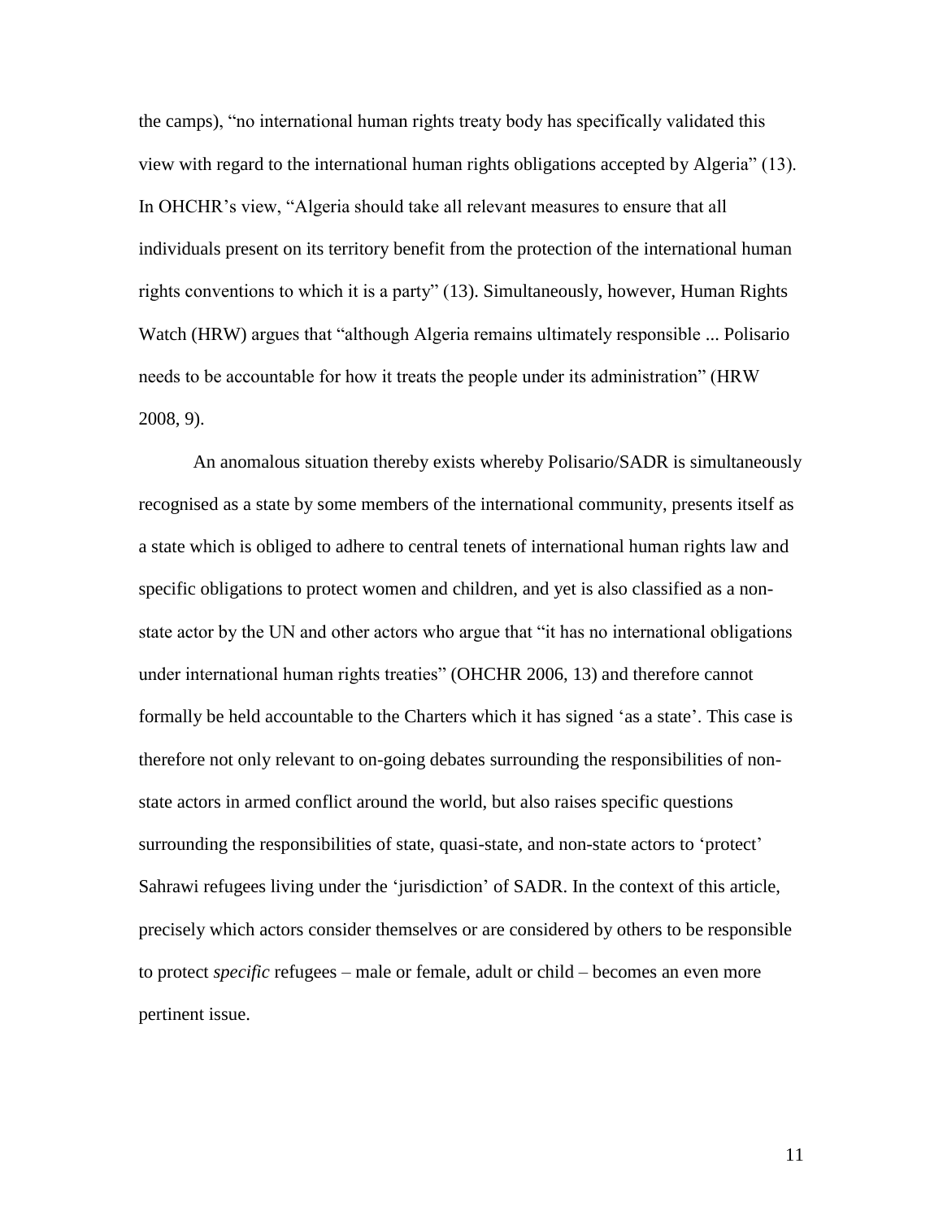the camps), "no international human rights treaty body has specifically validated this view with regard to the international human rights obligations accepted by Algeria" (13). In OHCHR's view, "Algeria should take all relevant measures to ensure that all individuals present on its territory benefit from the protection of the international human rights conventions to which it is a party" (13). Simultaneously, however, Human Rights Watch (HRW) argues that "although Algeria remains ultimately responsible ... Polisario needs to be accountable for how it treats the people under its administration" (HRW 2008, 9).

An anomalous situation thereby exists whereby Polisario/SADR is simultaneously recognised as a state by some members of the international community, presents itself as a state which is obliged to adhere to central tenets of international human rights law and specific obligations to protect women and children, and yet is also classified as a non-state actor by the UN and other actors who argue that "it has no international obligations under international human rights treaties" (OHCHR 2006, 13) and therefore cannot formally be held accountable to the Charters which it has signed 'as a state'. This case is therefore not only relevant to on-going debates surrounding the responsibilities of non-state actors in armed conflict around the world, but also raises specific questions surrounding the responsibilities of state, quasi-state, and non-state actors to 'protect' Sahrawi refugees living under the 'jurisdiction' of SADR. In the context of this article, precisely which actors consider themselves or are considered by others to be responsible to protect *specific* refugees – male or female, adult or child – becomes an even more pertinent issue.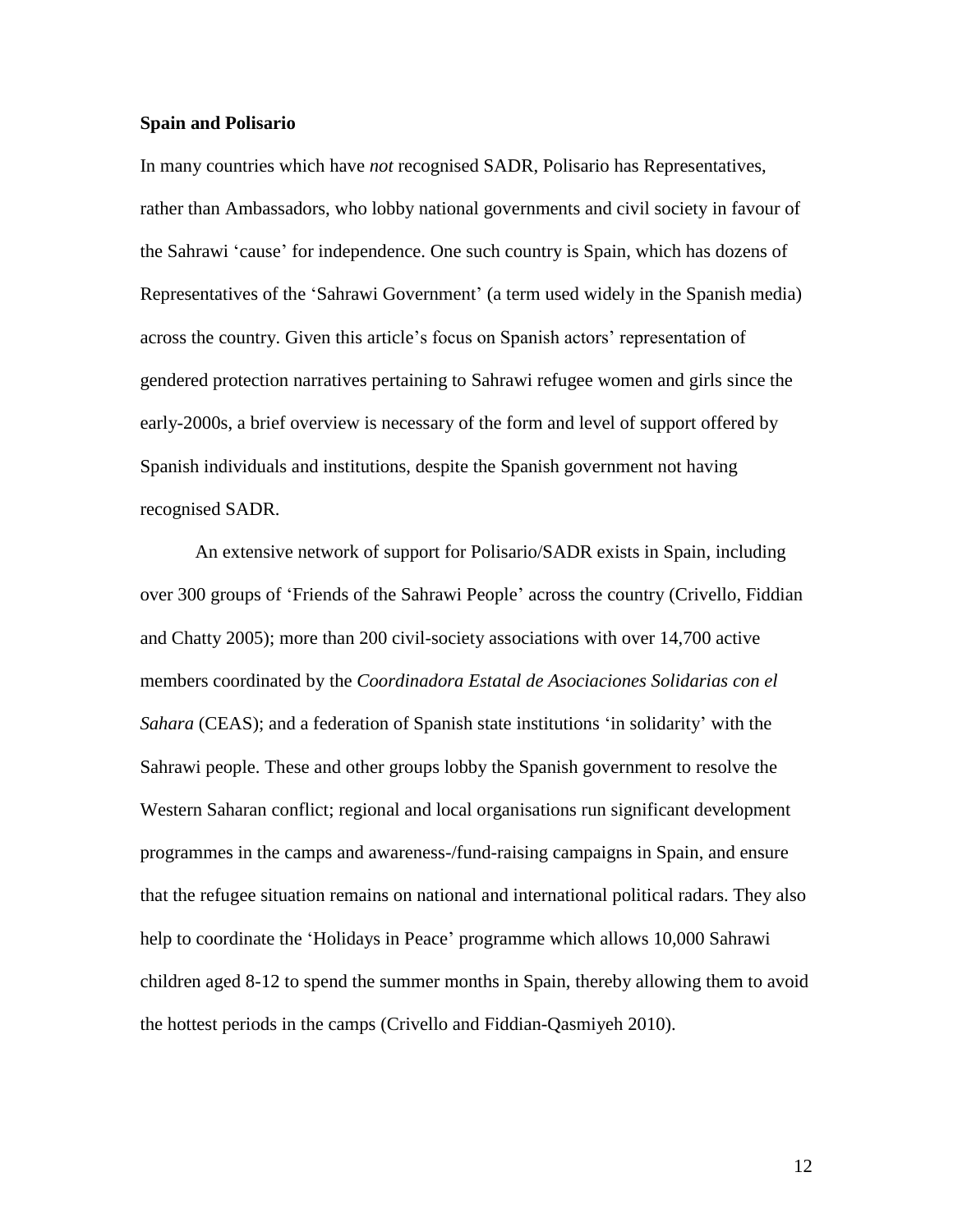**Spain and Polisario**

In many countries which have *not* recognised SADR, Polisario has Representatives, rather than Ambassadors, who lobby national governments and civil society in favour of the Sahrawi 'cause' for independence. One such country is Spain, which has dozens of Representatives of the 'Sahrawi Government' (a term used widely in the Spanish media) across the country. Given this article's focus on Spanish actors' representation of gendered protection narratives pertaining to Sahrawi refugee women and girls since the early-2000s, a brief overview is necessary of the form and level of support offered by Spanish individuals and institutions, despite the Spanish government not having recognised SADR.

An extensive network of support for Polisario/SADR exists in Spain, including over 300 groups of 'Friends of the Sahrawi People' across the country (Crivello, Fiddian and Chatty 2005); more than 200 civil-society associations with over 14,700 active members coordinated by the *Coordinadora Estatal de Asociaciones Solidarias con el Sahara* (CEAS); and a federation of Spanish state institutions 'in solidarity' with the Sahrawi people. These and other groups lobby the Spanish government to resolve the Western Saharan conflict; regional and local organisations run significant development programmes in the camps and awareness-/fund-raising campaigns in Spain, and ensure that the refugee situation remains on national and international political radars. They also help to coordinate the 'Holidays in Peace' programme which allows 10,000 Sahrawi children aged 8-12 to spend the summer months in Spain, thereby allowing them to avoid the hottest periods in the camps (Crivello and Fiddian-Qasmiyeh 2010).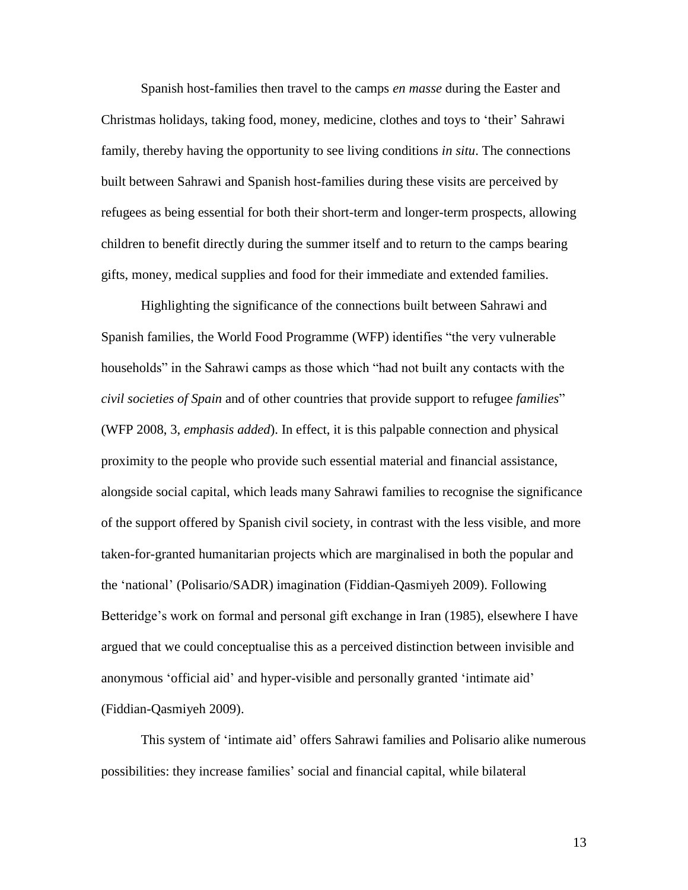Spanish host-families then travel to the camps *en masse* during the Easter and Christmas holidays, taking food, money, medicine, clothes and toys to 'their' Sahrawi family, thereby having the opportunity to see living conditions *in situ*. The connections built between Sahrawi and Spanish host-families during these visits are perceived by refugees as being essential for both their short-term and longer-term prospects, allowing children to benefit directly during the summer itself and to return to the camps bearing gifts, money, medical supplies and food for their immediate and extended families.

Highlighting the significance of the connections built between Sahrawi and Spanish families, the World Food Programme (WFP) identifies "the very vulnerable households" in the Sahrawi camps as those which "had not built any contacts with the *civil societies of Spain* and of other countries that provide support to refugee *families*" (WFP 2008, 3, *emphasis added*). In effect, it is this palpable connection and physical proximity to the people who provide such essential material and financial assistance, alongside social capital, which leads many Sahrawi families to recognise the significance of the support offered by Spanish civil society, in contrast with the less visible, and more taken-for-granted humanitarian projects which are marginalised in both the popular and the 'national' (Polisario/SADR) imagination (Fiddian-Qasmiyeh 2009). Following Betteridge's work on formal and personal gift exchange in Iran (1985), elsewhere I have argued that we could conceptualise this as a perceived distinction between invisible and anonymous 'official aid' and hyper-visible and personally granted 'intimate aid' (Fiddian-Qasmiyeh 2009).

This system of 'intimate aid' offers Sahrawi families and Polisario alike numerous possibilities: they increase families' social and financial capital, while bilateral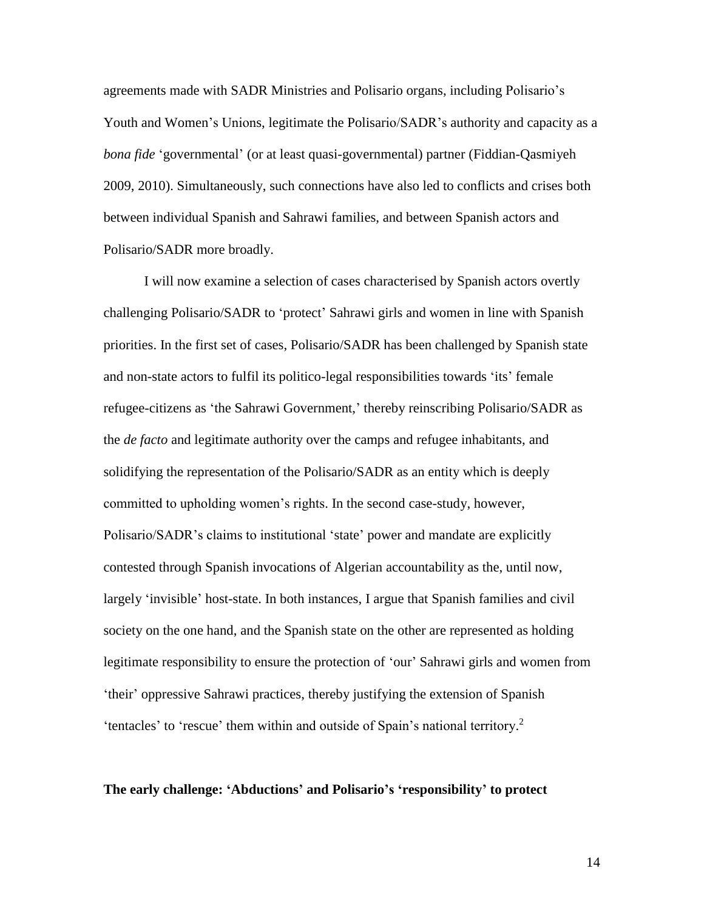agreements made with SADR Ministries and Polisario organs, including Polisario's Youth and Women's Unions, legitimate the Polisario/SADR's authority and capacity as a *bona fide* 'governmental' (or at least quasi-governmental) partner (Fiddian-Qasmiyeh 2009, 2010). Simultaneously, such connections have also led to conflicts and crises both between individual Spanish and Sahrawi families, and between Spanish actors and Polisario/SADR more broadly.

I will now examine a selection of cases characterised by Spanish actors overtly challenging Polisario/SADR to 'protect' Sahrawi girls and women in line with Spanish priorities. In the first set of cases, Polisario/SADR has been challenged by Spanish state and non-state actors to fulfil its politico-legal responsibilities towards 'its' female refugee-citizens as 'the Sahrawi Government,' thereby reinscribing Polisario/SADR as the *de facto* and legitimate authority over the camps and refugee inhabitants, and solidifying the representation of the Polisario/SADR as an entity which is deeply committed to upholding women's rights. In the second case-study, however, Polisario/SADR's claims to institutional 'state' power and mandate are explicitly contested through Spanish invocations of Algerian accountability as the, until now, largely 'invisible' host-state. In both instances, I argue that Spanish families and civil society on the one hand, and the Spanish state on the other are represented as holding legitimate responsibility to ensure the protection of 'our' Sahrawi girls and women from 'their' oppressive Sahrawi practices, thereby justifying the extension of Spanish 'tentacles' to 'rescue' them within and outside of Spain's national territory.[2]

## The early challenge: 'Abductions' and Polisario's 'responsibility' to protect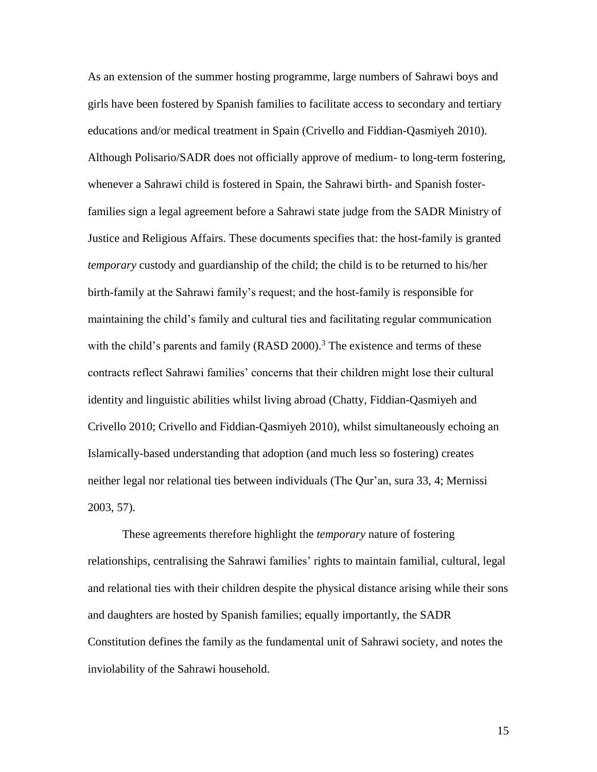As an extension of the summer hosting programme, large numbers of Sahrawi boys and girls have been fostered by Spanish families to facilitate access to secondary and tertiary educations and/or medical treatment in Spain (Crivello and Fiddian-Qasmiyeh 2010). Although Polisario/SADR does not officially approve of medium- to long-term fostering, whenever a Sahrawi child is fostered in Spain, the Sahrawi birth- and Spanish foster-families sign a legal agreement before a Sahrawi state judge from the SADR Ministry of Justice and Religious Affairs. These documents specifies that: the host-family is granted *temporary* custody and guardianship of the child; the child is to be returned to his/her birth-family at the Sahrawi family's request; and the host-family is responsible for maintaining the child's family and cultural ties and facilitating regular communication with the child's parents and family (RASD 2000).[3] The existence and terms of these contracts reflect Sahrawi families' concerns that their children might lose their cultural identity and linguistic abilities whilst living abroad (Chatty, Fiddian-Qasmiyeh and Crivello 2010; Crivello and Fiddian-Qasmiyeh 2010), whilst simultaneously echoing an Islamically-based understanding that adoption (and much less so fostering) creates neither legal nor relational ties between individuals (The Qur'an, sura 33, 4; Mernissi 2003, 57).

These agreements therefore highlight the *temporary* nature of fostering relationships, centralising the Sahrawi families' rights to maintain familial, cultural, legal and relational ties with their children despite the physical distance arising while their sons and daughters are hosted by Spanish families; equally importantly, the SADR Constitution defines the family as the fundamental unit of Sahrawi society, and notes the inviolability of the Sahrawi household.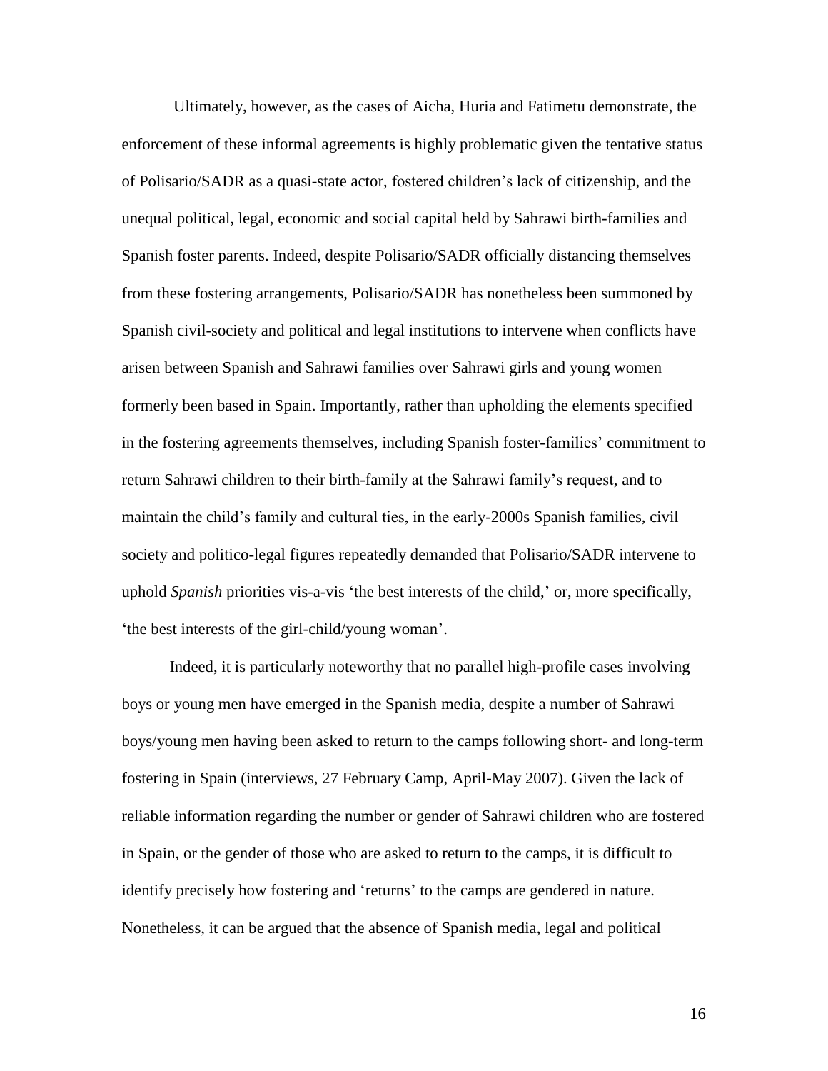Ultimately, however, as the cases of Aicha, Huria and Fatimetu demonstrate, the enforcement of these informal agreements is highly problematic given the tentative status of Polisario/SADR as a quasi-state actor, fostered children's lack of citizenship, and the unequal political, legal, economic and social capital held by Sahrawi birth-families and Spanish foster parents. Indeed, despite Polisario/SADR officially distancing themselves from these fostering arrangements, Polisario/SADR has nonetheless been summoned by Spanish civil-society and political and legal institutions to intervene when conflicts have arisen between Spanish and Sahrawi families over Sahrawi girls and young women formerly been based in Spain. Importantly, rather than upholding the elements specified in the fostering agreements themselves, including Spanish foster-families' commitment to return Sahrawi children to their birth-family at the Sahrawi family's request, and to maintain the child's family and cultural ties, in the early-2000s Spanish families, civil society and politico-legal figures repeatedly demanded that Polisario/SADR intervene to uphold *Spanish* priorities vis-a-vis 'the best interests of the child,' or, more specifically, 'the best interests of the girl-child/young woman'.

Indeed, it is particularly noteworthy that no parallel high-profile cases involving boys or young men have emerged in the Spanish media, despite a number of Sahrawi boys/young men having been asked to return to the camps following short- and long-term fostering in Spain (interviews, 27 February Camp, April-May 2007). Given the lack of reliable information regarding the number or gender of Sahrawi children who are fostered in Spain, or the gender of those who are asked to return to the camps, it is difficult to identify precisely how fostering and 'returns' to the camps are gendered in nature. Nonetheless, it can be argued that the absence of Spanish media, legal and political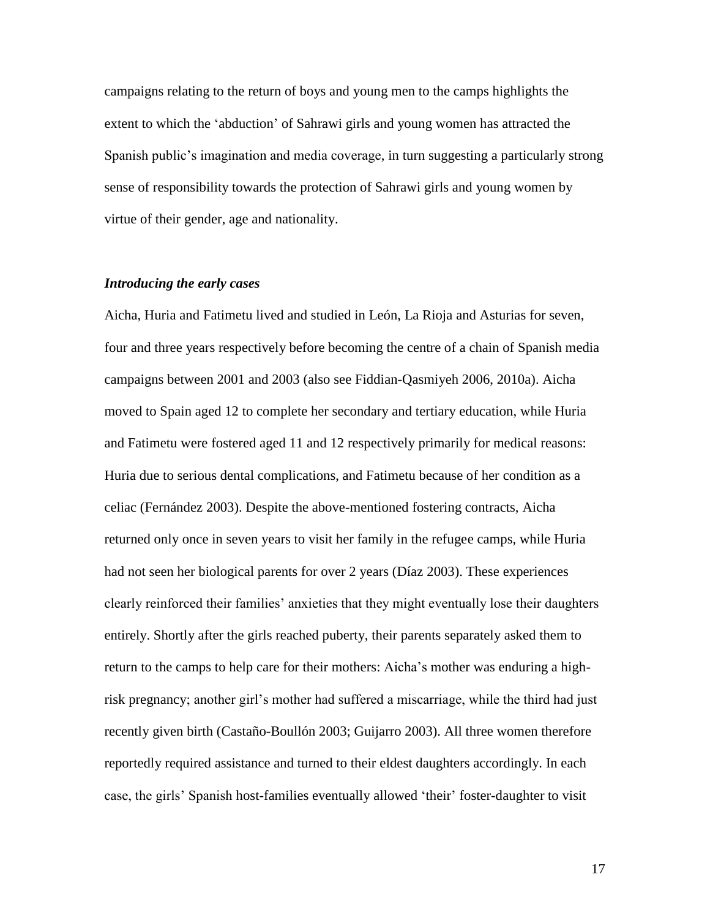campaigns relating to the return of boys and young men to the camps highlights the extent to which the 'abduction' of Sahrawi girls and young women has attracted the Spanish public's imagination and media coverage, in turn suggesting a particularly strong sense of responsibility towards the protection of Sahrawi girls and young women by virtue of their gender, age and nationality.

### *Introducing the early cases*

Aicha, Huria and Fatimetu lived and studied in León, La Rioja and Asturias for seven, four and three years respectively before becoming the centre of a chain of Spanish media campaigns between 2001 and 2003 (also see Fiddian-Qasmiyeh 2006, 2010a). Aicha moved to Spain aged 12 to complete her secondary and tertiary education, while Huria and Fatimetu were fostered aged 11 and 12 respectively primarily for medical reasons: Huria due to serious dental complications, and Fatimetu because of her condition as a celiac (Fernández 2003). Despite the above-mentioned fostering contracts, Aicha returned only once in seven years to visit her family in the refugee camps, while Huria had not seen her biological parents for over 2 years (Díaz 2003). These experiences clearly reinforced their families' anxieties that they might eventually lose their daughters entirely. Shortly after the girls reached puberty, their parents separately asked them to return to the camps to help care for their mothers: Aicha's mother was enduring a high-risk pregnancy; another girl's mother had suffered a miscarriage, while the third had just recently given birth (Castaño-Boullón 2003; Guijarro 2003). All three women therefore reportedly required assistance and turned to their eldest daughters accordingly. In each case, the girls' Spanish host-families eventually allowed 'their' foster-daughter to visit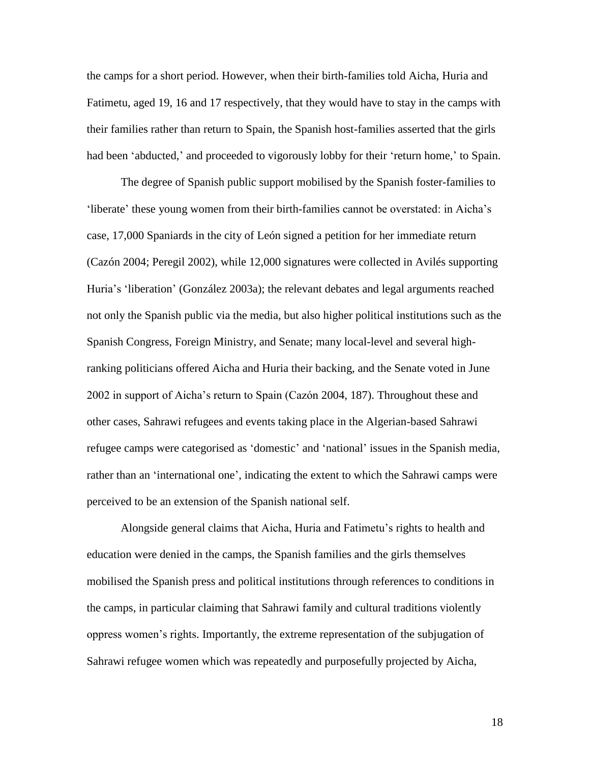the camps for a short period. However, when their birth-families told Aicha, Huria and Fatimetu, aged 19, 16 and 17 respectively, that they would have to stay in the camps with their families rather than return to Spain, the Spanish host-families asserted that the girls had been 'abducted,' and proceeded to vigorously lobby for their 'return home,' to Spain.

The degree of Spanish public support mobilised by the Spanish foster-families to 'liberate' these young women from their birth-families cannot be overstated: in Aicha's case, 17,000 Spaniards in the city of León signed a petition for her immediate return (Cazón 2004; Peregil 2002), while 12,000 signatures were collected in Avilés supporting Huria's 'liberation' (González 2003a); the relevant debates and legal arguments reached not only the Spanish public via the media, but also higher political institutions such as the Spanish Congress, Foreign Ministry, and Senate; many local-level and several high-ranking politicians offered Aicha and Huria their backing, and the Senate voted in June 2002 in support of Aicha's return to Spain (Cazón 2004, 187). Throughout these and other cases, Sahrawi refugees and events taking place in the Algerian-based Sahrawi refugee camps were categorised as 'domestic' and 'national' issues in the Spanish media, rather than an 'international one', indicating the extent to which the Sahrawi camps were perceived to be an extension of the Spanish national self.

Alongside general claims that Aicha, Huria and Fatimetu's rights to health and education were denied in the camps, the Spanish families and the girls themselves mobilised the Spanish press and political institutions through references to conditions in the camps, in particular claiming that Sahrawi family and cultural traditions violently oppress women's rights. Importantly, the extreme representation of the subjugation of Sahrawi refugee women which was repeatedly and purposefully projected by Aicha,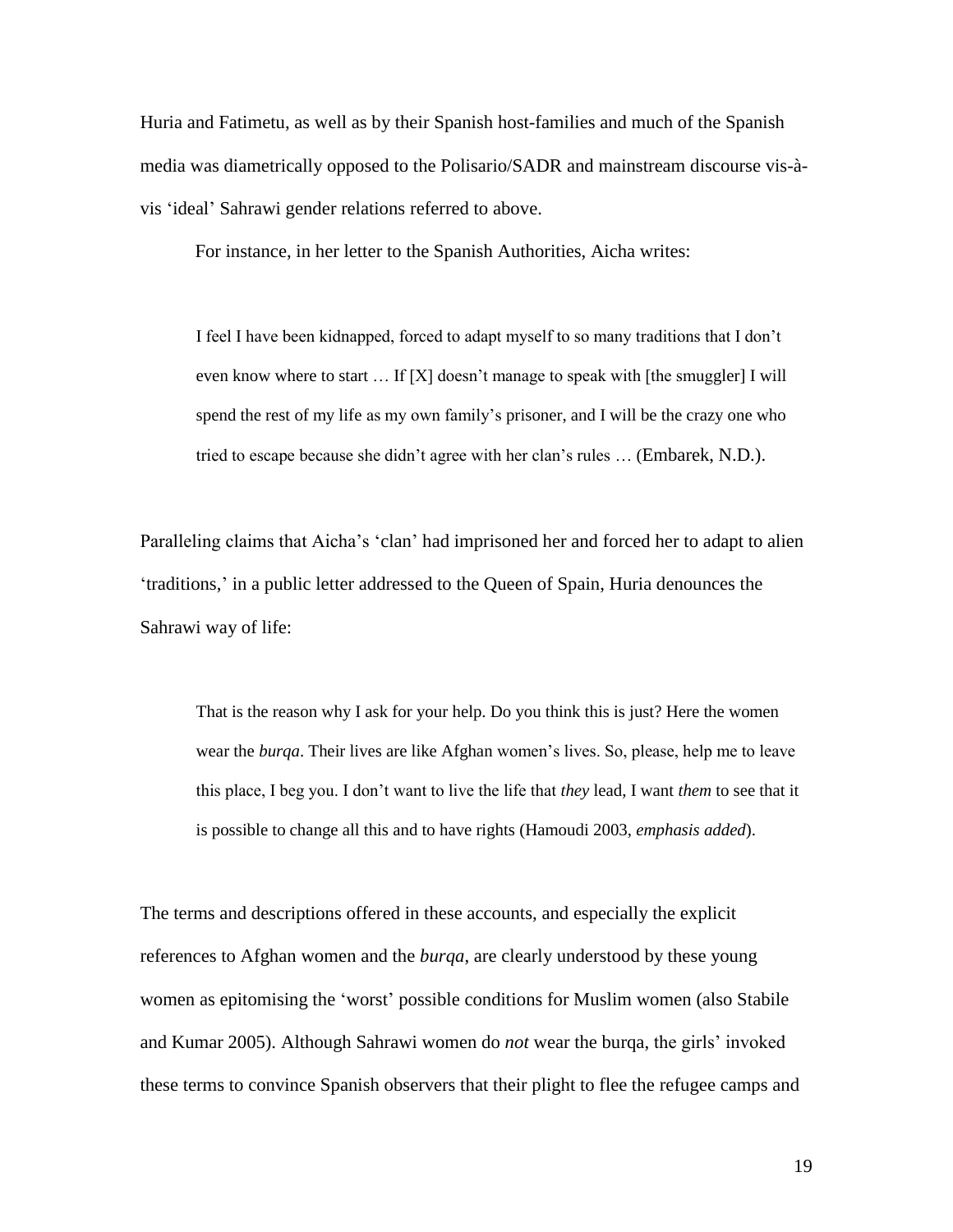Huria and Fatimetu, as well as by their Spanish host-families and much of the Spanish media was diametrically opposed to the Polisario/SADR and mainstream discourse vis-à-vis 'ideal' Sahrawi gender relations referred to above.

For instance, in her letter to the Spanish Authorities, Aicha writes:

> I feel I have been kidnapped, forced to adapt myself to so many traditions that I don't even know where to start … If [X] doesn't manage to speak with [the smuggler] I will spend the rest of my life as my own family's prisoner, and I will be the crazy one who tried to escape because she didn't agree with her clan's rules … (Embarek, N.D.).

Paralleling claims that Aicha's 'clan' had imprisoned her and forced her to adapt to alien 'traditions,' in a public letter addressed to the Queen of Spain, Huria denounces the Sahrawi way of life:

> That is the reason why I ask for your help. Do you think this is just? Here the women wear the *burqa*. Their lives are like Afghan women's lives. So, please, help me to leave this place, I beg you. I don't want to live the life that *they* lead, I want *them* to see that it is possible to change all this and to have rights (Hamoudi 2003, *emphasis added*).

The terms and descriptions offered in these accounts, and especially the explicit references to Afghan women and the *burqa*, are clearly understood by these young women as epitomising the 'worst' possible conditions for Muslim women (also Stabile and Kumar 2005). Although Sahrawi women do *not* wear the burqa, the girls' invoked these terms to convince Spanish observers that their plight to flee the refugee camps and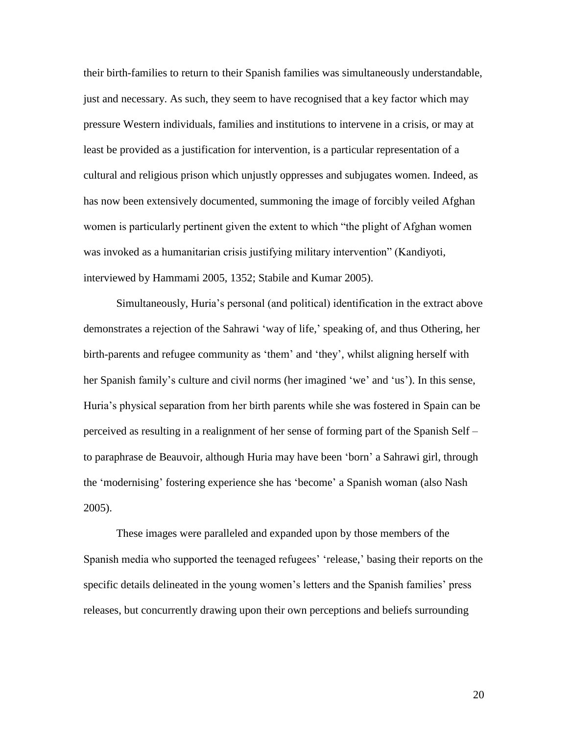their birth-families to return to their Spanish families was simultaneously understandable, just and necessary. As such, they seem to have recognised that a key factor which may pressure Western individuals, families and institutions to intervene in a crisis, or may at least be provided as a justification for intervention, is a particular representation of a cultural and religious prison which unjustly oppresses and subjugates women. Indeed, as has now been extensively documented, summoning the image of forcibly veiled Afghan women is particularly pertinent given the extent to which "the plight of Afghan women was invoked as a humanitarian crisis justifying military intervention" (Kandiyoti, interviewed by Hammami 2005, 1352; Stabile and Kumar 2005).

Simultaneously, Huria's personal (and political) identification in the extract above demonstrates a rejection of the Sahrawi 'way of life,' speaking of, and thus Othering, her birth-parents and refugee community as 'them' and 'they', whilst aligning herself with her Spanish family's culture and civil norms (her imagined 'we' and 'us'). In this sense, Huria's physical separation from her birth parents while she was fostered in Spain can be perceived as resulting in a realignment of her sense of forming part of the Spanish Self – to paraphrase de Beauvoir, although Huria may have been 'born' a Sahrawi girl, through the 'modernising' fostering experience she has 'become' a Spanish woman (also Nash 2005).

These images were paralleled and expanded upon by those members of the Spanish media who supported the teenaged refugees' 'release,' basing their reports on the specific details delineated in the young women's letters and the Spanish families' press releases, but concurrently drawing upon their own perceptions and beliefs surrounding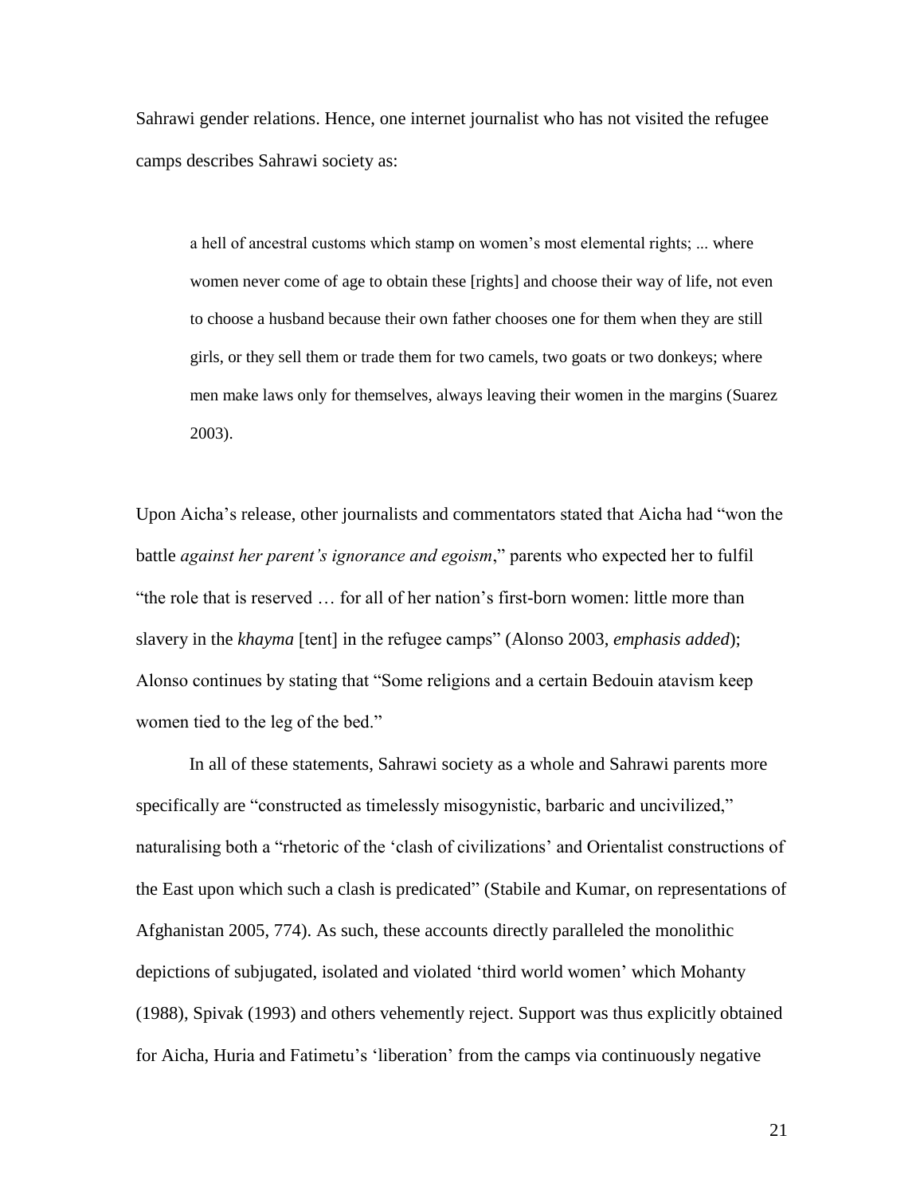Sahrawi gender relations. Hence, one internet journalist who has not visited the refugee camps describes Sahrawi society as:

> a hell of ancestral customs which stamp on women's most elemental rights; ... where women never come of age to obtain these [rights] and choose their way of life, not even to choose a husband because their own father chooses one for them when they are still girls, or they sell them or trade them for two camels, two goats or two donkeys; where men make laws only for themselves, always leaving their women in the margins (Suarez 2003).

Upon Aicha's release, other journalists and commentators stated that Aicha had "won the battle *against her parent's ignorance and egoism*," parents who expected her to fulfil "the role that is reserved … for all of her nation's first-born women: little more than slavery in the *khayma* [tent] in the refugee camps" (Alonso 2003, *emphasis added*); Alonso continues by stating that "Some religions and a certain Bedouin atavism keep women tied to the leg of the bed."

In all of these statements, Sahrawi society as a whole and Sahrawi parents more specifically are "constructed as timelessly misogynistic, barbaric and uncivilized," naturalising both a "rhetoric of the 'clash of civilizations' and Orientalist constructions of the East upon which such a clash is predicated" (Stabile and Kumar, on representations of Afghanistan 2005, 774). As such, these accounts directly paralleled the monolithic depictions of subjugated, isolated and violated 'third world women' which Mohanty (1988), Spivak (1993) and others vehemently reject. Support was thus explicitly obtained for Aicha, Huria and Fatimetu's 'liberation' from the camps via continuously negative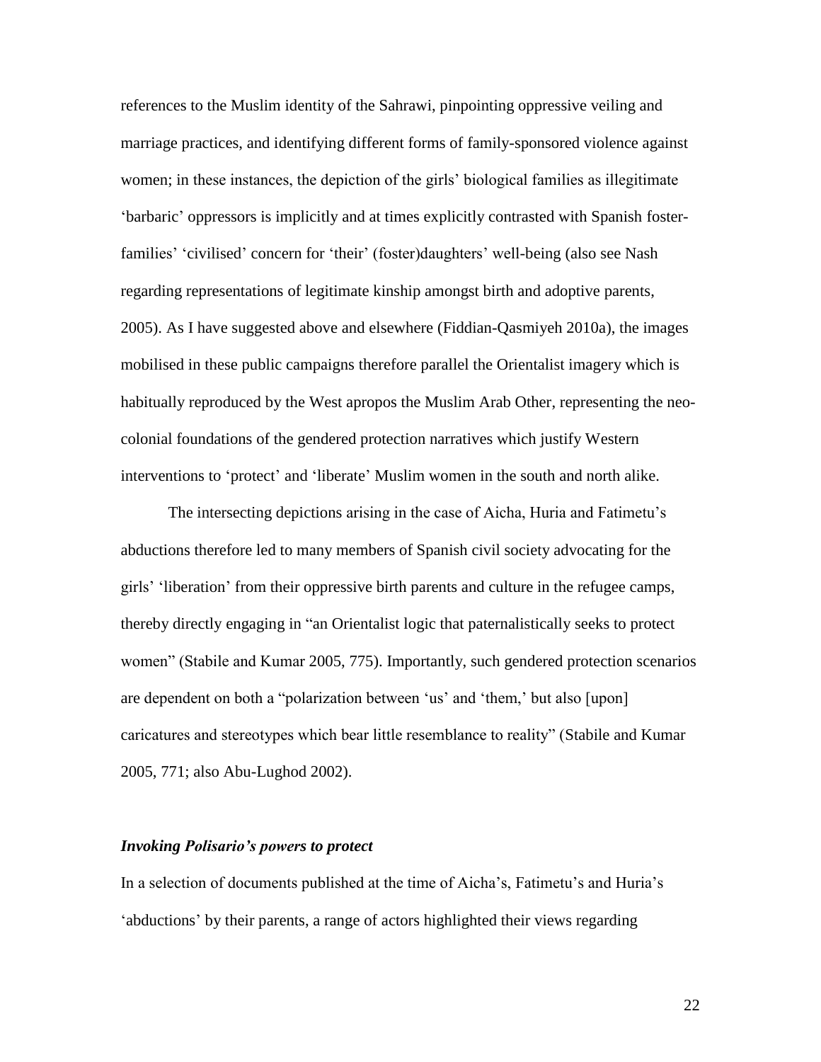references to the Muslim identity of the Sahrawi, pinpointing oppressive veiling and marriage practices, and identifying different forms of family-sponsored violence against women; in these instances, the depiction of the girls' biological families as illegitimate 'barbaric' oppressors is implicitly and at times explicitly contrasted with Spanish foster-families' 'civilised' concern for 'their' (foster)daughters' well-being (also see Nash regarding representations of legitimate kinship amongst birth and adoptive parents, 2005). As I have suggested above and elsewhere (Fiddian-Qasmiyeh 2010a), the images mobilised in these public campaigns therefore parallel the Orientalist imagery which is habitually reproduced by the West apropos the Muslim Arab Other, representing the neo-colonial foundations of the gendered protection narratives which justify Western interventions to 'protect' and 'liberate' Muslim women in the south and north alike.

The intersecting depictions arising in the case of Aicha, Huria and Fatimetu's abductions therefore led to many members of Spanish civil society advocating for the girls' 'liberation' from their oppressive birth parents and culture in the refugee camps, thereby directly engaging in "an Orientalist logic that paternalistically seeks to protect women" (Stabile and Kumar 2005, 775). Importantly, such gendered protection scenarios are dependent on both a "polarization between 'us' and 'them,' but also [upon] caricatures and stereotypes which bear little resemblance to reality" (Stabile and Kumar 2005, 771; also Abu-Lughod 2002).

### ***Invoking Polisario's powers to protect***

In a selection of documents published at the time of Aicha's, Fatimetu's and Huria's 'abductions' by their parents, a range of actors highlighted their views regarding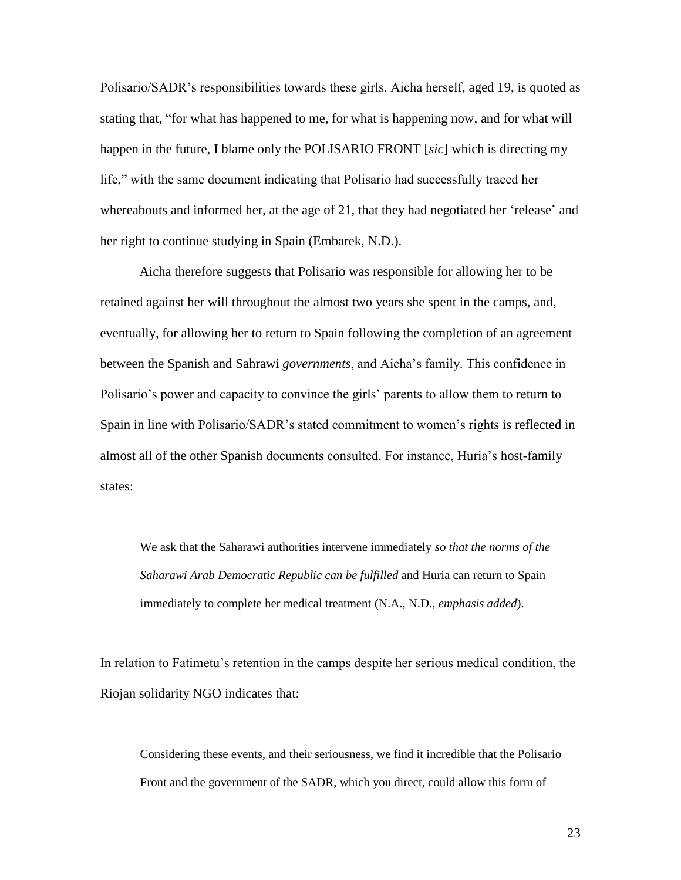Polisario/SADR's responsibilities towards these girls. Aicha herself, aged 19, is quoted as stating that, "for what has happened to me, for what is happening now, and for what will happen in the future, I blame only the POLISARIO FRONT [*sic*] which is directing my life," with the same document indicating that Polisario had successfully traced her whereabouts and informed her, at the age of 21, that they had negotiated her 'release' and her right to continue studying in Spain (Embarek, N.D.).

Aicha therefore suggests that Polisario was responsible for allowing her to be retained against her will throughout the almost two years she spent in the camps, and, eventually, for allowing her to return to Spain following the completion of an agreement between the Spanish and Sahrawi *governments*, and Aicha's family. This confidence in Polisario's power and capacity to convince the girls' parents to allow them to return to Spain in line with Polisario/SADR's stated commitment to women's rights is reflected in almost all of the other Spanish documents consulted. For instance, Huria's host-family states:

> We ask that the Saharawi authorities intervene immediately *so that the norms of the Saharawi Arab Democratic Republic can be fulfilled* and Huria can return to Spain immediately to complete her medical treatment (N.A., N.D., *emphasis added*).

In relation to Fatimetu's retention in the camps despite her serious medical condition, the Riojan solidarity NGO indicates that:

> Considering these events, and their seriousness, we find it incredible that the Polisario Front and the government of the SADR, which you direct, could allow this form of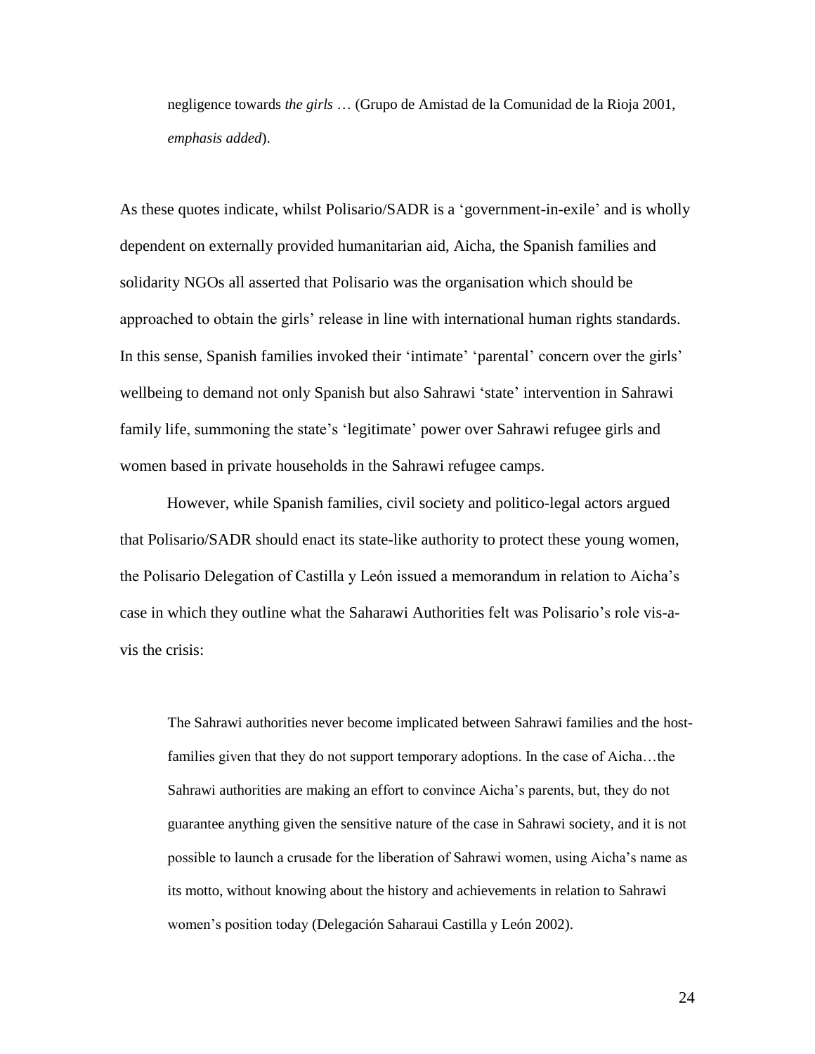> negligence towards *the girls* … (Grupo de Amistad de la Comunidad de la Rioja 2001, *emphasis added*).

As these quotes indicate, whilst Polisario/SADR is a 'government-in-exile' and is wholly dependent on externally provided humanitarian aid, Aicha, the Spanish families and solidarity NGOs all asserted that Polisario was the organisation which should be approached to obtain the girls' release in line with international human rights standards. In this sense, Spanish families invoked their 'intimate' 'parental' concern over the girls' wellbeing to demand not only Spanish but also Sahrawi 'state' intervention in Sahrawi family life, summoning the state's 'legitimate' power over Sahrawi refugee girls and women based in private households in the Sahrawi refugee camps.

However, while Spanish families, civil society and politico-legal actors argued that Polisario/SADR should enact its state-like authority to protect these young women, the Polisario Delegation of Castilla y León issued a memorandum in relation to Aicha's case in which they outline what the Saharawi Authorities felt was Polisario's role vis-a-vis the crisis:

> The Sahrawi authorities never become implicated between Sahrawi families and the host-families given that they do not support temporary adoptions. In the case of Aicha…the Sahrawi authorities are making an effort to convince Aicha's parents, but, they do not guarantee anything given the sensitive nature of the case in Sahrawi society, and it is not possible to launch a crusade for the liberation of Sahrawi women, using Aicha's name as its motto, without knowing about the history and achievements in relation to Sahrawi women's position today (Delegación Saharaui Castilla y León 2002).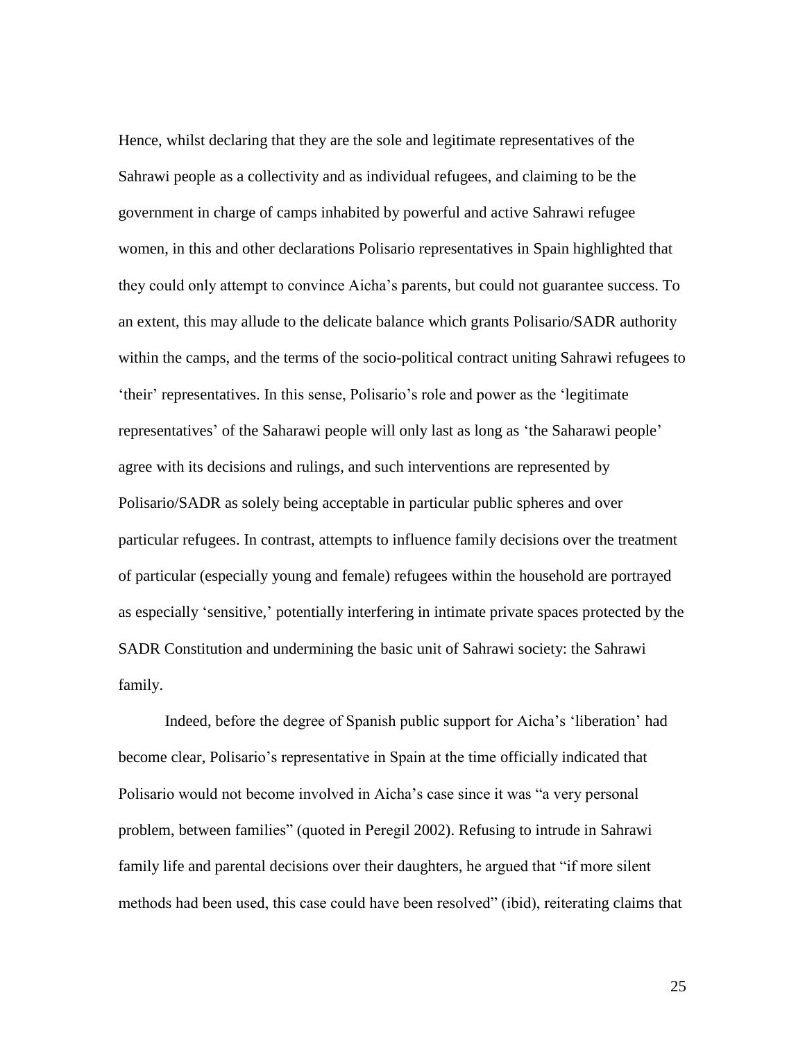Hence, whilst declaring that they are the sole and legitimate representatives of the Sahrawi people as a collectivity and as individual refugees, and claiming to be the government in charge of camps inhabited by powerful and active Sahrawi refugee women, in this and other declarations Polisario representatives in Spain highlighted that they could only attempt to convince Aicha's parents, but could not guarantee success. To an extent, this may allude to the delicate balance which grants Polisario/SADR authority within the camps, and the terms of the socio-political contract uniting Sahrawi refugees to 'their' representatives. In this sense, Polisario's role and power as the 'legitimate representatives' of the Saharawi people will only last as long as 'the Saharawi people' agree with its decisions and rulings, and such interventions are represented by Polisario/SADR as solely being acceptable in particular public spheres and over particular refugees. In contrast, attempts to influence family decisions over the treatment of particular (especially young and female) refugees within the household are portrayed as especially 'sensitive,' potentially interfering in intimate private spaces protected by the SADR Constitution and undermining the basic unit of Sahrawi society: the Sahrawi family.

Indeed, before the degree of Spanish public support for Aicha's 'liberation' had become clear, Polisario's representative in Spain at the time officially indicated that Polisario would not become involved in Aicha's case since it was "a very personal problem, between families" (quoted in Peregil 2002). Refusing to intrude in Sahrawi family life and parental decisions over their daughters, he argued that "if more silent methods had been used, this case could have been resolved" (ibid), reiterating claims that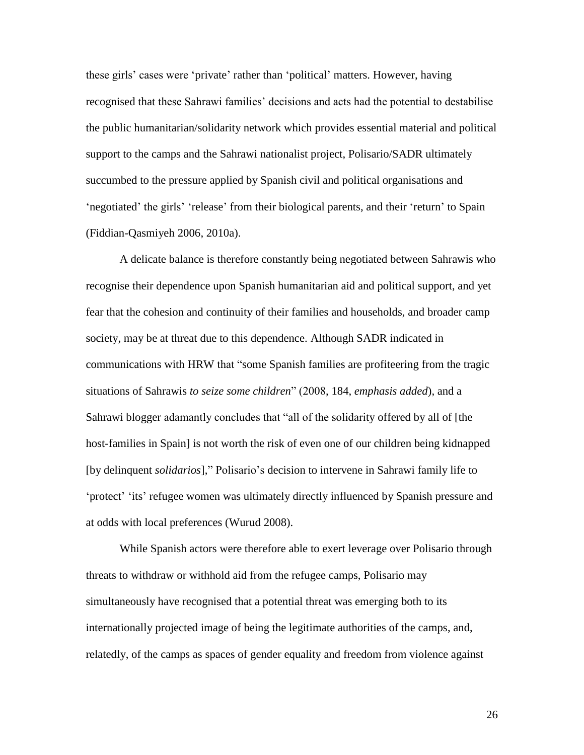these girls' cases were 'private' rather than 'political' matters. However, having recognised that these Sahrawi families' decisions and acts had the potential to destabilise the public humanitarian/solidarity network which provides essential material and political support to the camps and the Sahrawi nationalist project, Polisario/SADR ultimately succumbed to the pressure applied by Spanish civil and political organisations and 'negotiated' the girls' 'release' from their biological parents, and their 'return' to Spain (Fiddian-Qasmiyeh 2006, 2010a).

A delicate balance is therefore constantly being negotiated between Sahrawis who recognise their dependence upon Spanish humanitarian aid and political support, and yet fear that the cohesion and continuity of their families and households, and broader camp society, may be at threat due to this dependence. Although SADR indicated in communications with HRW that "some Spanish families are profiteering from the tragic situations of Sahrawis *to seize some children*" (2008, 184, *emphasis added*), and a Sahrawi blogger adamantly concludes that "all of the solidarity offered by all of [the host-families in Spain] is not worth the risk of even one of our children being kidnapped [by delinquent *solidarios*]," Polisario's decision to intervene in Sahrawi family life to 'protect' 'its' refugee women was ultimately directly influenced by Spanish pressure and at odds with local preferences (Wurud 2008).

While Spanish actors were therefore able to exert leverage over Polisario through threats to withdraw or withhold aid from the refugee camps, Polisario may simultaneously have recognised that a potential threat was emerging both to its internationally projected image of being the legitimate authorities of the camps, and, relatedly, of the camps as spaces of gender equality and freedom from violence against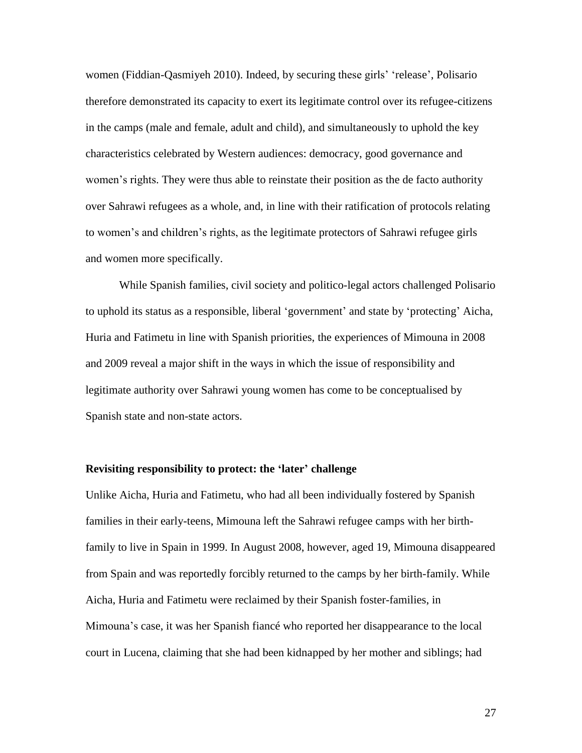women (Fiddian-Qasmiyeh 2010). Indeed, by securing these girls' 'release', Polisario therefore demonstrated its capacity to exert its legitimate control over its refugee-citizens in the camps (male and female, adult and child), and simultaneously to uphold the key characteristics celebrated by Western audiences: democracy, good governance and women's rights. They were thus able to reinstate their position as the de facto authority over Sahrawi refugees as a whole, and, in line with their ratification of protocols relating to women's and children's rights, as the legitimate protectors of Sahrawi refugee girls and women more specifically.

While Spanish families, civil society and politico-legal actors challenged Polisario to uphold its status as a responsible, liberal 'government' and state by 'protecting' Aicha, Huria and Fatimetu in line with Spanish priorities, the experiences of Mimouna in 2008 and 2009 reveal a major shift in the ways in which the issue of responsibility and legitimate authority over Sahrawi young women has come to be conceptualised by Spanish state and non-state actors.

### Revisiting responsibility to protect: the 'later' challenge

Unlike Aicha, Huria and Fatimetu, who had all been individually fostered by Spanish families in their early-teens, Mimouna left the Sahrawi refugee camps with her birth-family to live in Spain in 1999. In August 2008, however, aged 19, Mimouna disappeared from Spain and was reportedly forcibly returned to the camps by her birth-family. While Aicha, Huria and Fatimetu were reclaimed by their Spanish foster-families, in Mimouna's case, it was her Spanish fiancé who reported her disappearance to the local court in Lucena, claiming that she had been kidnapped by her mother and siblings; had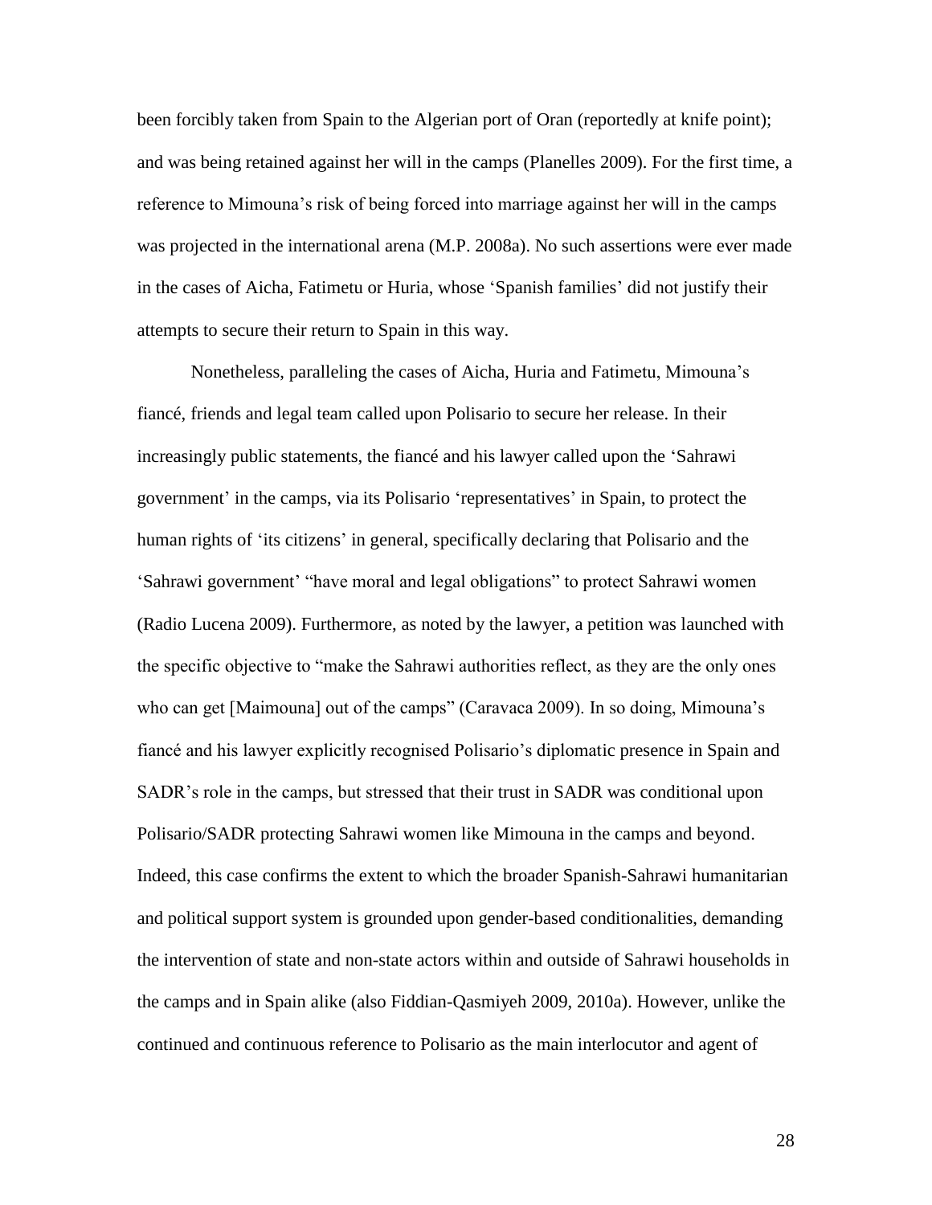been forcibly taken from Spain to the Algerian port of Oran (reportedly at knife point); and was being retained against her will in the camps (Planelles 2009). For the first time, a reference to Mimouna's risk of being forced into marriage against her will in the camps was projected in the international arena (M.P. 2008a). No such assertions were ever made in the cases of Aicha, Fatimetu or Huria, whose 'Spanish families' did not justify their attempts to secure their return to Spain in this way.

Nonetheless, paralleling the cases of Aicha, Huria and Fatimetu, Mimouna's fiancé, friends and legal team called upon Polisario to secure her release. In their increasingly public statements, the fiancé and his lawyer called upon the 'Sahrawi government' in the camps, via its Polisario 'representatives' in Spain, to protect the human rights of 'its citizens' in general, specifically declaring that Polisario and the 'Sahrawi government' "have moral and legal obligations" to protect Sahrawi women (Radio Lucena 2009). Furthermore, as noted by the lawyer, a petition was launched with the specific objective to "make the Sahrawi authorities reflect, as they are the only ones who can get [Maimouna] out of the camps" (Caravaca 2009). In so doing, Mimouna's fiancé and his lawyer explicitly recognised Polisario's diplomatic presence in Spain and SADR's role in the camps, but stressed that their trust in SADR was conditional upon Polisario/SADR protecting Sahrawi women like Mimouna in the camps and beyond. Indeed, this case confirms the extent to which the broader Spanish-Sahrawi humanitarian and political support system is grounded upon gender-based conditionalities, demanding the intervention of state and non-state actors within and outside of Sahrawi households in the camps and in Spain alike (also Fiddian-Qasmiyeh 2009, 2010a). However, unlike the continued and continuous reference to Polisario as the main interlocutor and agent of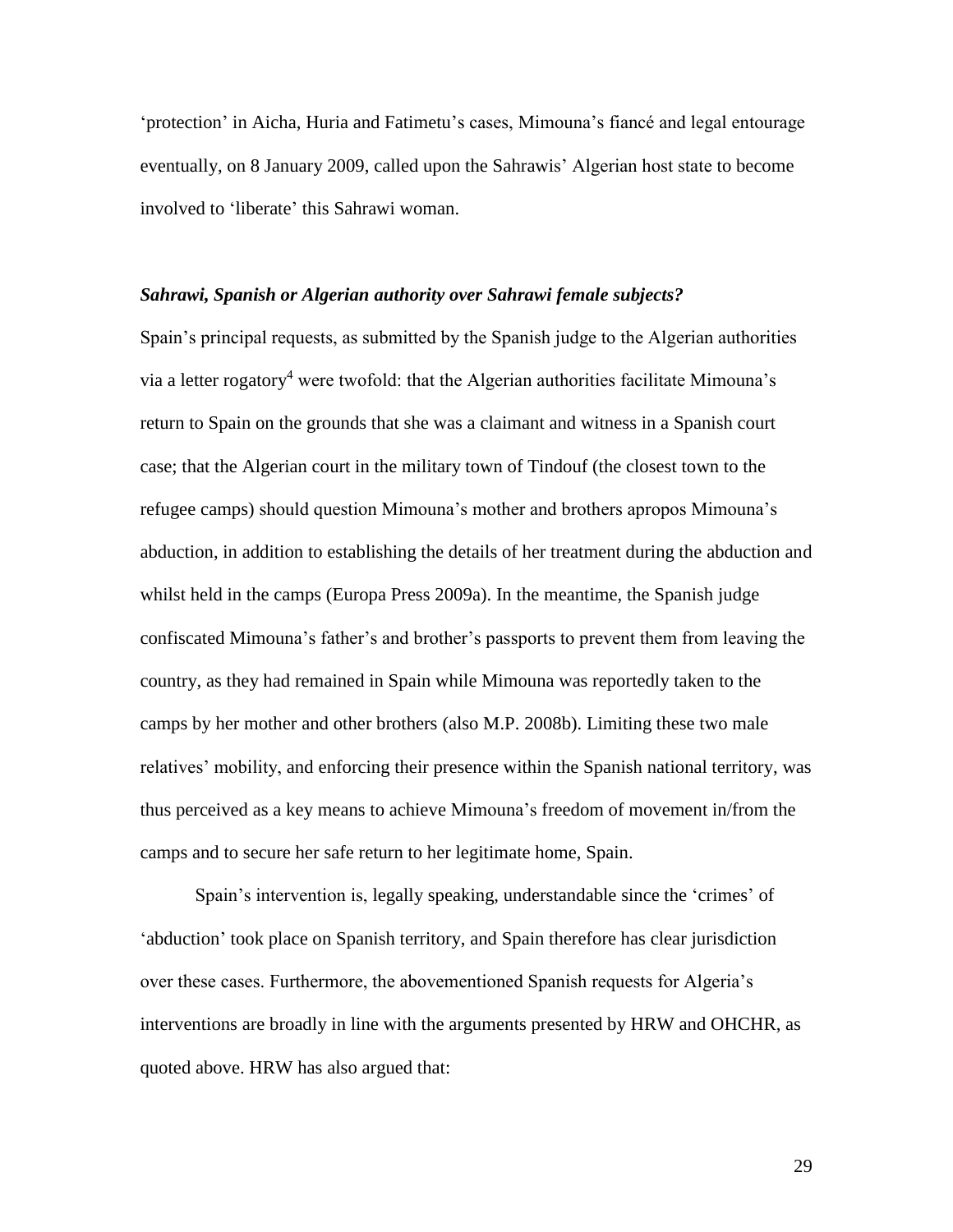'protection' in Aicha, Huria and Fatimetu's cases, Mimouna's fiancé and legal entourage eventually, on 8 January 2009, called upon the Sahrawis' Algerian host state to become involved to 'liberate' this Sahrawi woman.

### *Sahrawi, Spanish or Algerian authority over Sahrawi female subjects?*

Spain's principal requests, as submitted by the Spanish judge to the Algerian authorities via a letter rogatory[4] were twofold: that the Algerian authorities facilitate Mimouna's return to Spain on the grounds that she was a claimant and witness in a Spanish court case; that the Algerian court in the military town of Tindouf (the closest town to the refugee camps) should question Mimouna's mother and brothers apropos Mimouna's abduction, in addition to establishing the details of her treatment during the abduction and whilst held in the camps (Europa Press 2009a). In the meantime, the Spanish judge confiscated Mimouna's father's and brother's passports to prevent them from leaving the country, as they had remained in Spain while Mimouna was reportedly taken to the camps by her mother and other brothers (also M.P. 2008b). Limiting these two male relatives' mobility, and enforcing their presence within the Spanish national territory, was thus perceived as a key means to achieve Mimouna's freedom of movement in/from the camps and to secure her safe return to her legitimate home, Spain.

Spain's intervention is, legally speaking, understandable since the 'crimes' of 'abduction' took place on Spanish territory, and Spain therefore has clear jurisdiction over these cases. Furthermore, the abovementioned Spanish requests for Algeria's interventions are broadly in line with the arguments presented by HRW and OHCHR, as quoted above. HRW has also argued that: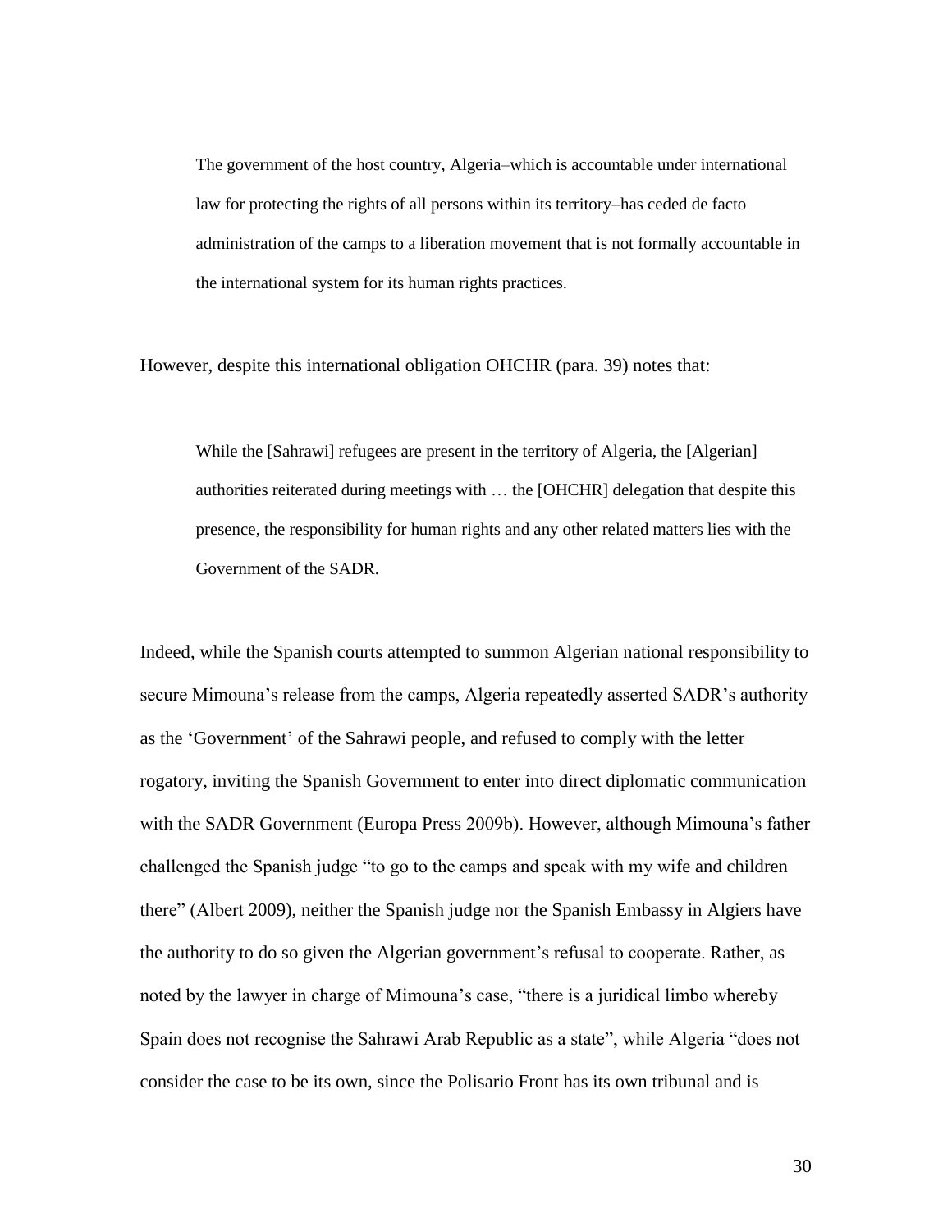> The government of the host country, Algeria–which is accountable under international law for protecting the rights of all persons within its territory–has ceded de facto administration of the camps to a liberation movement that is not formally accountable in the international system for its human rights practices.

However, despite this international obligation OHCHR (para. 39) notes that:

> While the [Sahrawi] refugees are present in the territory of Algeria, the [Algerian] authorities reiterated during meetings with … the [OHCHR] delegation that despite this presence, the responsibility for human rights and any other related matters lies with the Government of the SADR.

Indeed, while the Spanish courts attempted to summon Algerian national responsibility to secure Mimouna's release from the camps, Algeria repeatedly asserted SADR's authority as the 'Government' of the Sahrawi people, and refused to comply with the letter rogatory, inviting the Spanish Government to enter into direct diplomatic communication with the SADR Government (Europa Press 2009b). However, although Mimouna's father challenged the Spanish judge "to go to the camps and speak with my wife and children there" (Albert 2009), neither the Spanish judge nor the Spanish Embassy in Algiers have the authority to do so given the Algerian government's refusal to cooperate. Rather, as noted by the lawyer in charge of Mimouna's case, "there is a juridical limbo whereby Spain does not recognise the Sahrawi Arab Republic as a state", while Algeria "does not consider the case to be its own, since the Polisario Front has its own tribunal and is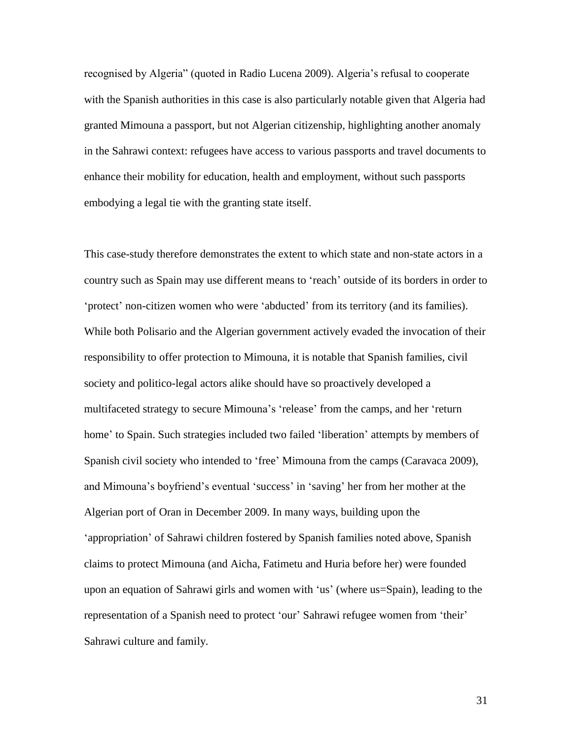recognised by Algeria" (quoted in Radio Lucena 2009). Algeria's refusal to cooperate with the Spanish authorities in this case is also particularly notable given that Algeria had granted Mimouna a passport, but not Algerian citizenship, highlighting another anomaly in the Sahrawi context: refugees have access to various passports and travel documents to enhance their mobility for education, health and employment, without such passports embodying a legal tie with the granting state itself.

This case-study therefore demonstrates the extent to which state and non-state actors in a country such as Spain may use different means to 'reach' outside of its borders in order to 'protect' non-citizen women who were 'abducted' from its territory (and its families). While both Polisario and the Algerian government actively evaded the invocation of their responsibility to offer protection to Mimouna, it is notable that Spanish families, civil society and politico-legal actors alike should have so proactively developed a multifaceted strategy to secure Mimouna's 'release' from the camps, and her 'return home' to Spain. Such strategies included two failed 'liberation' attempts by members of Spanish civil society who intended to 'free' Mimouna from the camps (Caravaca 2009), and Mimouna's boyfriend's eventual 'success' in 'saving' her from her mother at the Algerian port of Oran in December 2009. In many ways, building upon the 'appropriation' of Sahrawi children fostered by Spanish families noted above, Spanish claims to protect Mimouna (and Aicha, Fatimetu and Huria before her) were founded upon an equation of Sahrawi girls and women with 'us' (where us=Spain), leading to the representation of a Spanish need to protect 'our' Sahrawi refugee women from 'their' Sahrawi culture and family.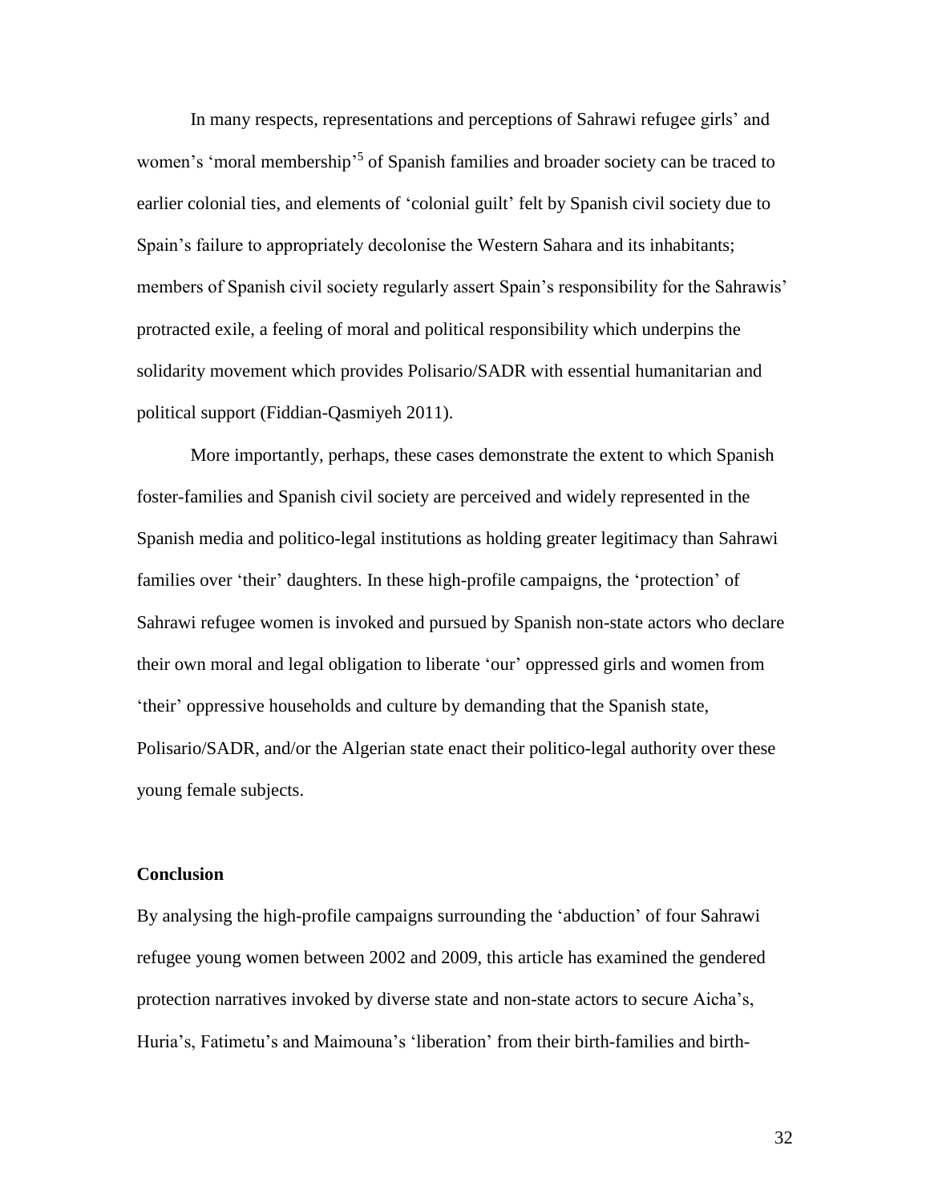In many respects, representations and perceptions of Sahrawi refugee girls' and women's 'moral membership'[5] of Spanish families and broader society can be traced to earlier colonial ties, and elements of 'colonial guilt' felt by Spanish civil society due to Spain's failure to appropriately decolonise the Western Sahara and its inhabitants; members of Spanish civil society regularly assert Spain's responsibility for the Sahrawis' protracted exile, a feeling of moral and political responsibility which underpins the solidarity movement which provides Polisario/SADR with essential humanitarian and political support (Fiddian-Qasmiyeh 2011).

More importantly, perhaps, these cases demonstrate the extent to which Spanish foster-families and Spanish civil society are perceived and widely represented in the Spanish media and politico-legal institutions as holding greater legitimacy than Sahrawi families over 'their' daughters. In these high-profile campaigns, the 'protection' of Sahrawi refugee women is invoked and pursued by Spanish non-state actors who declare their own moral and legal obligation to liberate 'our' oppressed girls and women from 'their' oppressive households and culture by demanding that the Spanish state, Polisario/SADR, and/or the Algerian state enact their politico-legal authority over these young female subjects.

## Conclusion

By analysing the high-profile campaigns surrounding the 'abduction' of four Sahrawi refugee young women between 2002 and 2009, this article has examined the gendered protection narratives invoked by diverse state and non-state actors to secure Aicha's, Huria's, Fatimetu's and Maimouna's 'liberation' from their birth-families and birth-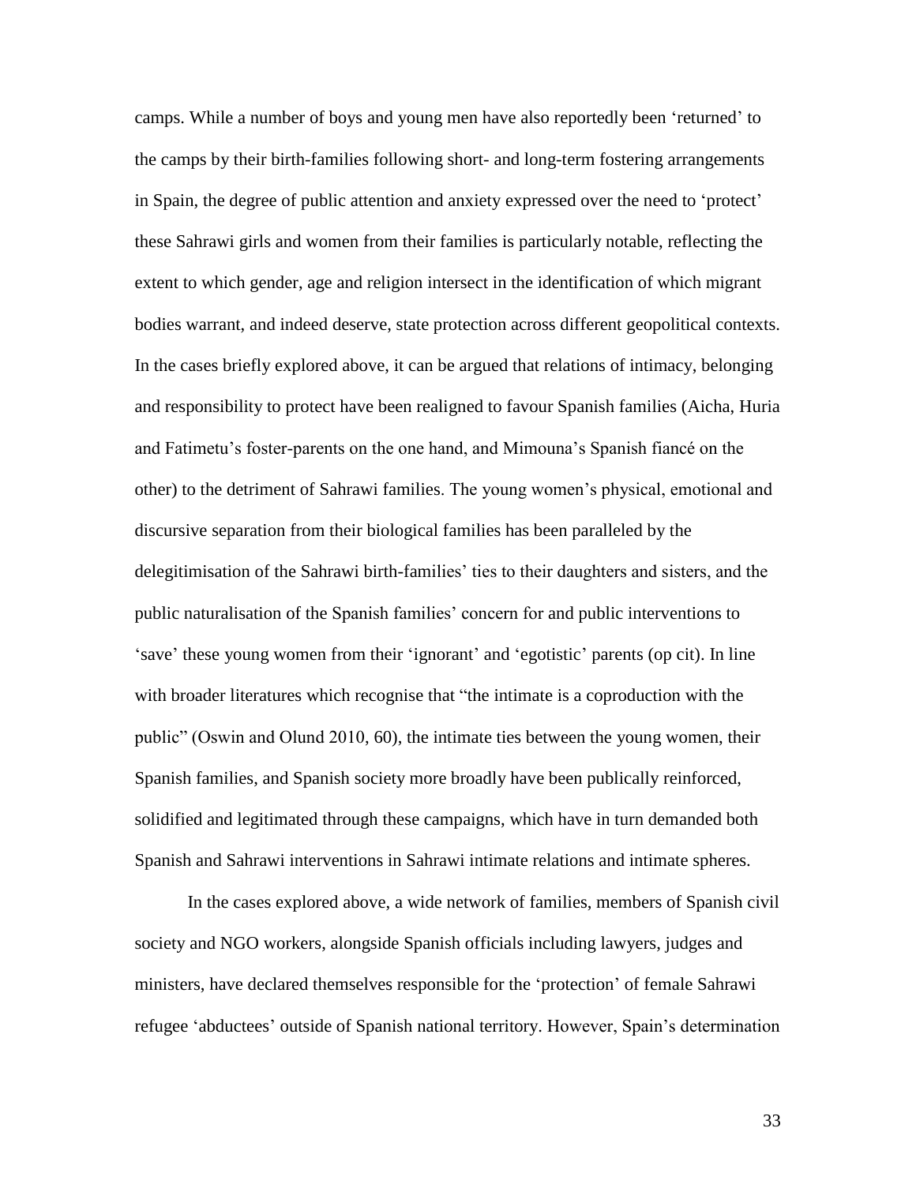camps. While a number of boys and young men have also reportedly been 'returned' to the camps by their birth-families following short- and long-term fostering arrangements in Spain, the degree of public attention and anxiety expressed over the need to 'protect' these Sahrawi girls and women from their families is particularly notable, reflecting the extent to which gender, age and religion intersect in the identification of which migrant bodies warrant, and indeed deserve, state protection across different geopolitical contexts. In the cases briefly explored above, it can be argued that relations of intimacy, belonging and responsibility to protect have been realigned to favour Spanish families (Aicha, Huria and Fatimetu's foster-parents on the one hand, and Mimouna's Spanish fiancé on the other) to the detriment of Sahrawi families. The young women's physical, emotional and discursive separation from their biological families has been paralleled by the delegitimisation of the Sahrawi birth-families' ties to their daughters and sisters, and the public naturalisation of the Spanish families' concern for and public interventions to 'save' these young women from their 'ignorant' and 'egotistic' parents (op cit). In line with broader literatures which recognise that "the intimate is a coproduction with the public" (Oswin and Olund 2010, 60), the intimate ties between the young women, their Spanish families, and Spanish society more broadly have been publically reinforced, solidified and legitimated through these campaigns, which have in turn demanded both Spanish and Sahrawi interventions in Sahrawi intimate relations and intimate spheres.

In the cases explored above, a wide network of families, members of Spanish civil society and NGO workers, alongside Spanish officials including lawyers, judges and ministers, have declared themselves responsible for the 'protection' of female Sahrawi refugee 'abductees' outside of Spanish national territory. However, Spain's determination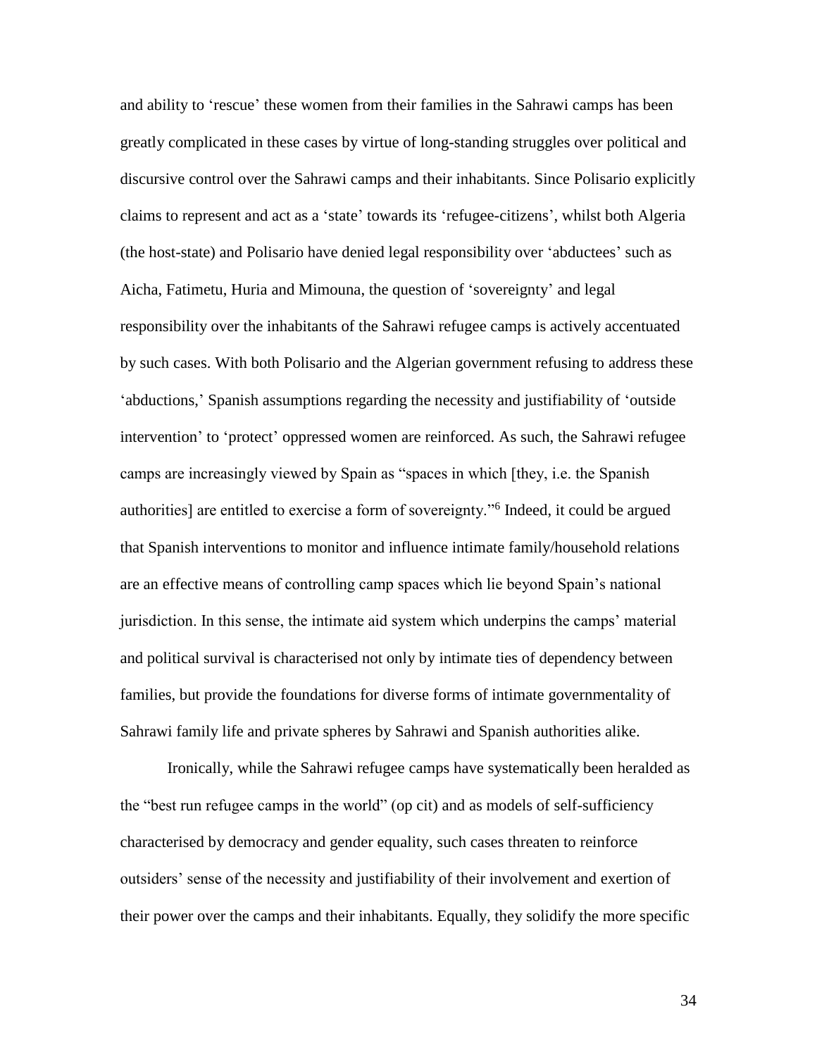and ability to 'rescue' these women from their families in the Sahrawi camps has been greatly complicated in these cases by virtue of long-standing struggles over political and discursive control over the Sahrawi camps and their inhabitants. Since Polisario explicitly claims to represent and act as a 'state' towards its 'refugee-citizens', whilst both Algeria (the host-state) and Polisario have denied legal responsibility over 'abductees' such as Aicha, Fatimetu, Huria and Mimouna, the question of 'sovereignty' and legal responsibility over the inhabitants of the Sahrawi refugee camps is actively accentuated by such cases. With both Polisario and the Algerian government refusing to address these 'abductions,' Spanish assumptions regarding the necessity and justifiability of 'outside intervention' to 'protect' oppressed women are reinforced. As such, the Sahrawi refugee camps are increasingly viewed by Spain as "spaces in which [they, i.e. the Spanish authorities] are entitled to exercise a form of sovereignty."[6] Indeed, it could be argued that Spanish interventions to monitor and influence intimate family/household relations are an effective means of controlling camp spaces which lie beyond Spain's national jurisdiction. In this sense, the intimate aid system which underpins the camps' material and political survival is characterised not only by intimate ties of dependency between families, but provide the foundations for diverse forms of intimate governmentality of Sahrawi family life and private spheres by Sahrawi and Spanish authorities alike.

Ironically, while the Sahrawi refugee camps have systematically been heralded as the "best run refugee camps in the world" (op cit) and as models of self-sufficiency characterised by democracy and gender equality, such cases threaten to reinforce outsiders' sense of the necessity and justifiability of their involvement and exertion of their power over the camps and their inhabitants. Equally, they solidify the more specific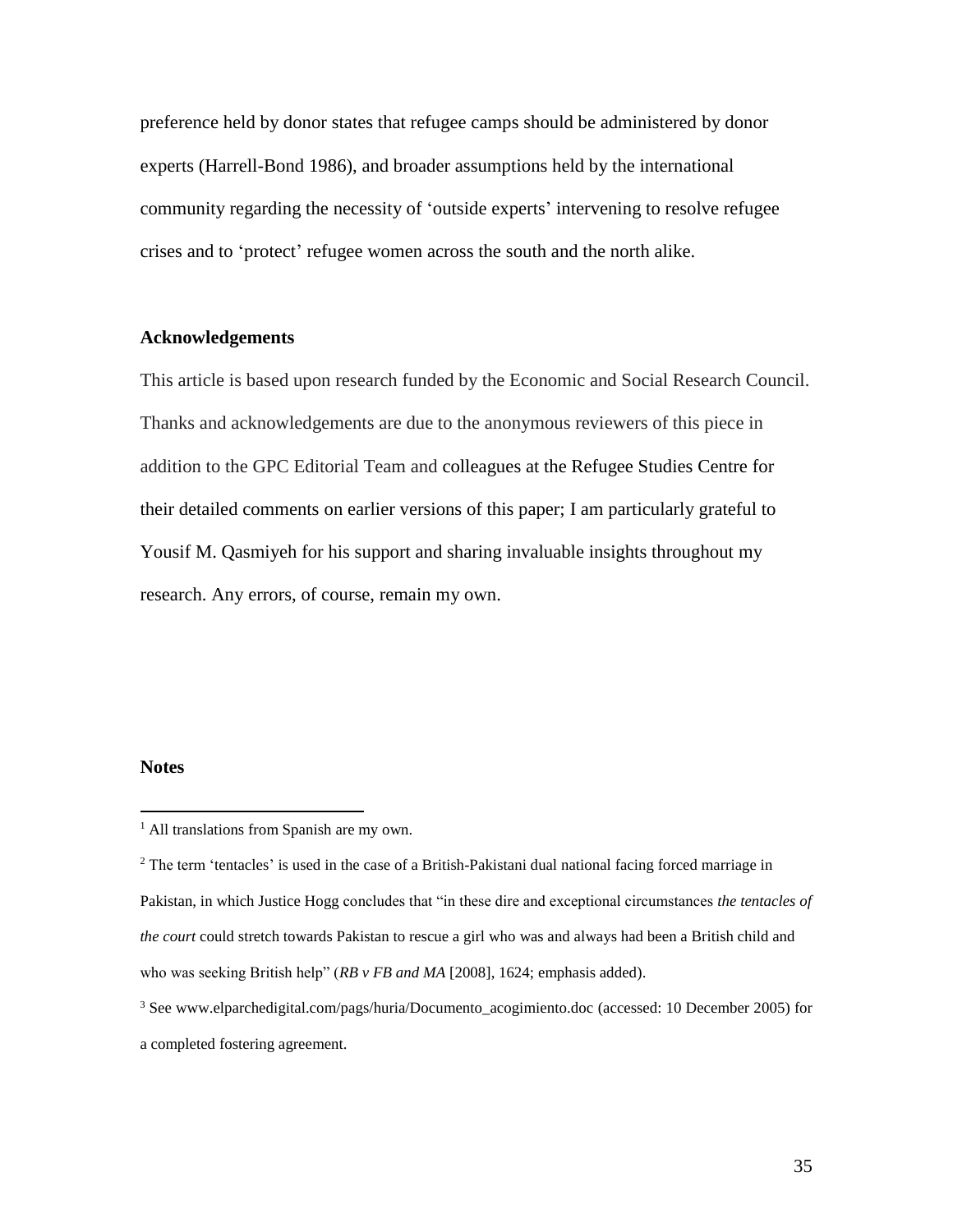preference held by donor states that refugee camps should be administered by donor experts (Harrell-Bond 1986), and broader assumptions held by the international community regarding the necessity of 'outside experts' intervening to resolve refugee crises and to 'protect' refugee women across the south and the north alike.

## Acknowledgements

This article is based upon research funded by the Economic and Social Research Council. Thanks and acknowledgements are due to the anonymous reviewers of this piece in addition to the GPC Editorial Team and colleagues at the Refugee Studies Centre for their detailed comments on earlier versions of this paper; I am particularly grateful to Yousif M. Qasmiyeh for his support and sharing invaluable insights throughout my research. Any errors, of course, remain my own.

## Notes

[1] All translations from Spanish are my own.

[2] The term 'tentacles' is used in the case of a British-Pakistani dual national facing forced marriage in Pakistan, in which Justice Hogg concludes that "in these dire and exceptional circumstances *the tentacles of the court* could stretch towards Pakistan to rescue a girl who was and always had been a British child and who was seeking British help" (*RB v FB and MA* [2008], 1624; emphasis added).

[3] See www.elparchedigital.com/pags/huria/Documento_acogimiento.doc (accessed: 10 December 2005) for a completed fostering agreement.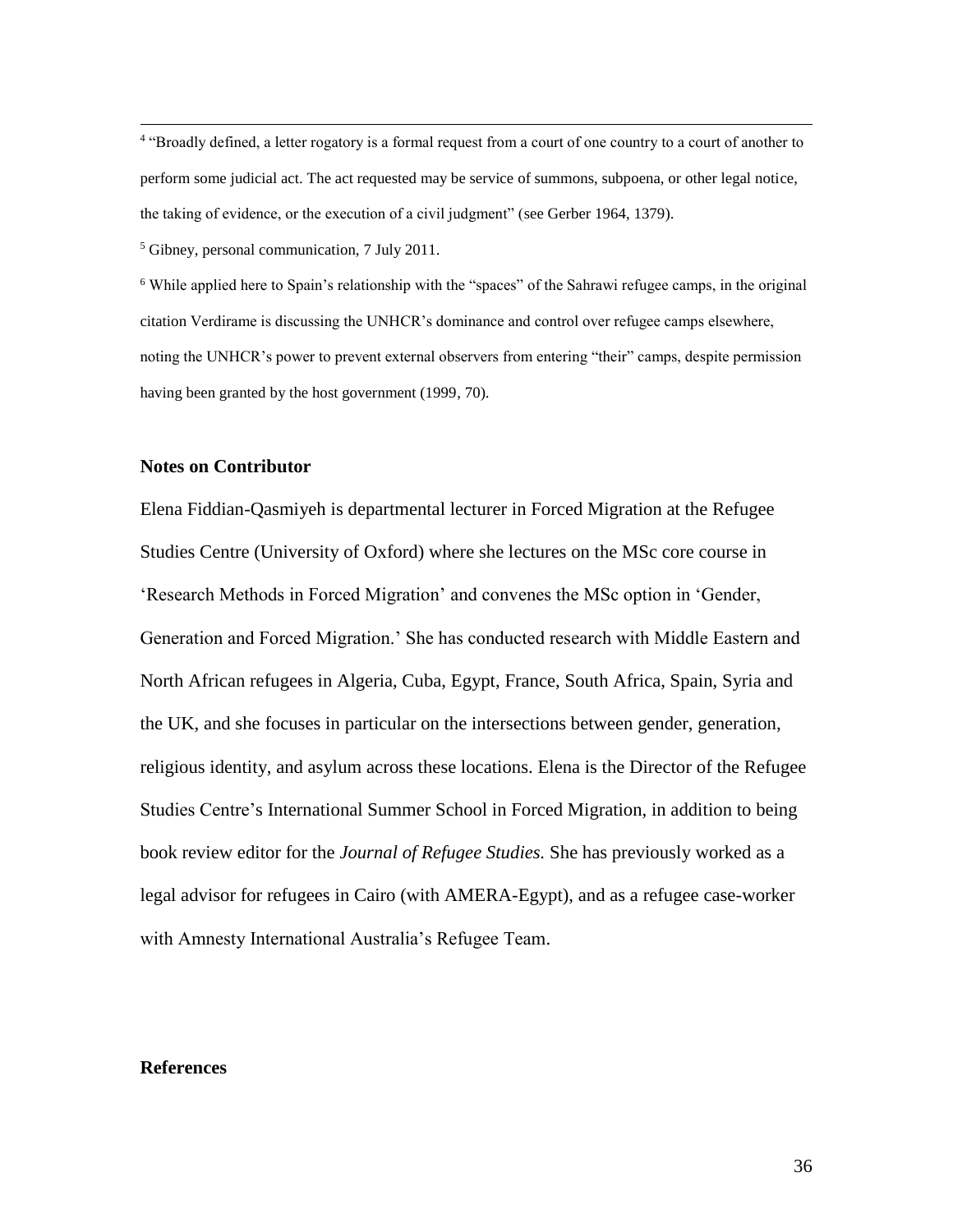[4] "Broadly defined, a letter rogatory is a formal request from a court of one country to a court of another to perform some judicial act. The act requested may be service of summons, subpoena, or other legal notice, the taking of evidence, or the execution of a civil judgment" (see Gerber 1964, 1379).

[5] Gibney, personal communication, 7 July 2011.

[6] While applied here to Spain's relationship with the "spaces" of the Sahrawi refugee camps, in the original citation Verdirame is discussing the UNHCR's dominance and control over refugee camps elsewhere, noting the UNHCR's power to prevent external observers from entering "their" camps, despite permission having been granted by the host government (1999, 70).

## Notes on Contributor

Elena Fiddian-Qasmiyeh is departmental lecturer in Forced Migration at the Refugee Studies Centre (University of Oxford) where she lectures on the MSc core course in 'Research Methods in Forced Migration' and convenes the MSc option in 'Gender, Generation and Forced Migration.' She has conducted research with Middle Eastern and North African refugees in Algeria, Cuba, Egypt, France, South Africa, Spain, Syria and the UK, and she focuses in particular on the intersections between gender, generation, religious identity, and asylum across these locations. Elena is the Director of the Refugee Studies Centre's International Summer School in Forced Migration, in addition to being book review editor for the *Journal of Refugee Studies.* She has previously worked as a legal advisor for refugees in Cairo (with AMERA-Egypt), and as a refugee case-worker with Amnesty International Australia's Refugee Team.

## References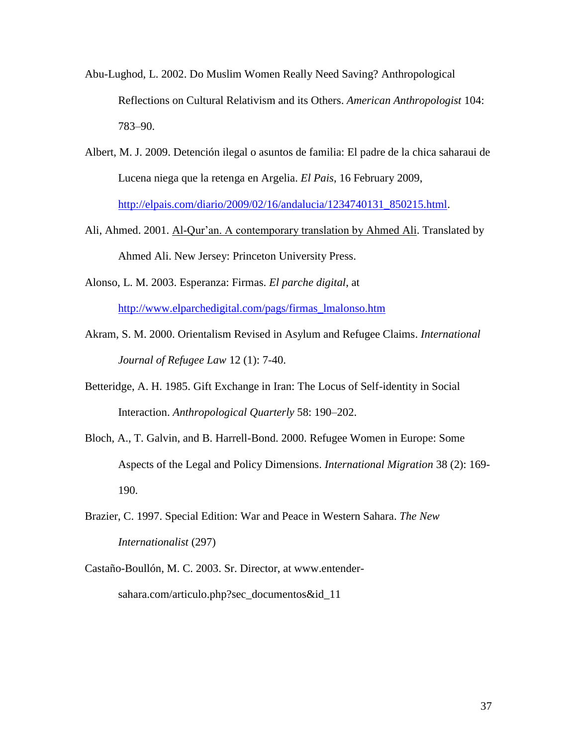Abu-Lughod, L. 2002. Do Muslim Women Really Need Saving? Anthropological Reflections on Cultural Relativism and its Others. *American Anthropologist* 104: 783–90.

Albert, M. J. 2009. Detención ilegal o asuntos de familia: El padre de la chica saharaui de Lucena niega que la retenga en Argelia. *El Pais*, 16 February 2009, http://elpais.com/diario/2009/02/16/andalucia/1234740131_850215.html.

Ali, Ahmed. 2001. Al-Qur'an. A contemporary translation by Ahmed Ali. Translated by Ahmed Ali. New Jersey: Princeton University Press.

Alonso, L. M. 2003. Esperanza: Firmas. *El parche digital*, at http://www.elparchedigital.com/pags/firmas_lmalonso.htm

Akram, S. M. 2000. Orientalism Revised in Asylum and Refugee Claims. *International Journal of Refugee Law* 12 (1): 7-40.

Betteridge, A. H. 1985. Gift Exchange in Iran: The Locus of Self-identity in Social Interaction. *Anthropological Quarterly* 58: 190–202.

Bloch, A., T. Galvin, and B. Harrell-Bond. 2000. Refugee Women in Europe: Some Aspects of the Legal and Policy Dimensions. *International Migration* 38 (2): 169-190.

Brazier, C. 1997. Special Edition: War and Peace in Western Sahara. *The New Internationalist* (297)

Castaño-Boullón, M. C. 2003. Sr. Director, at www.entender-sahara.com/articulo.php?sec_documentos&id_11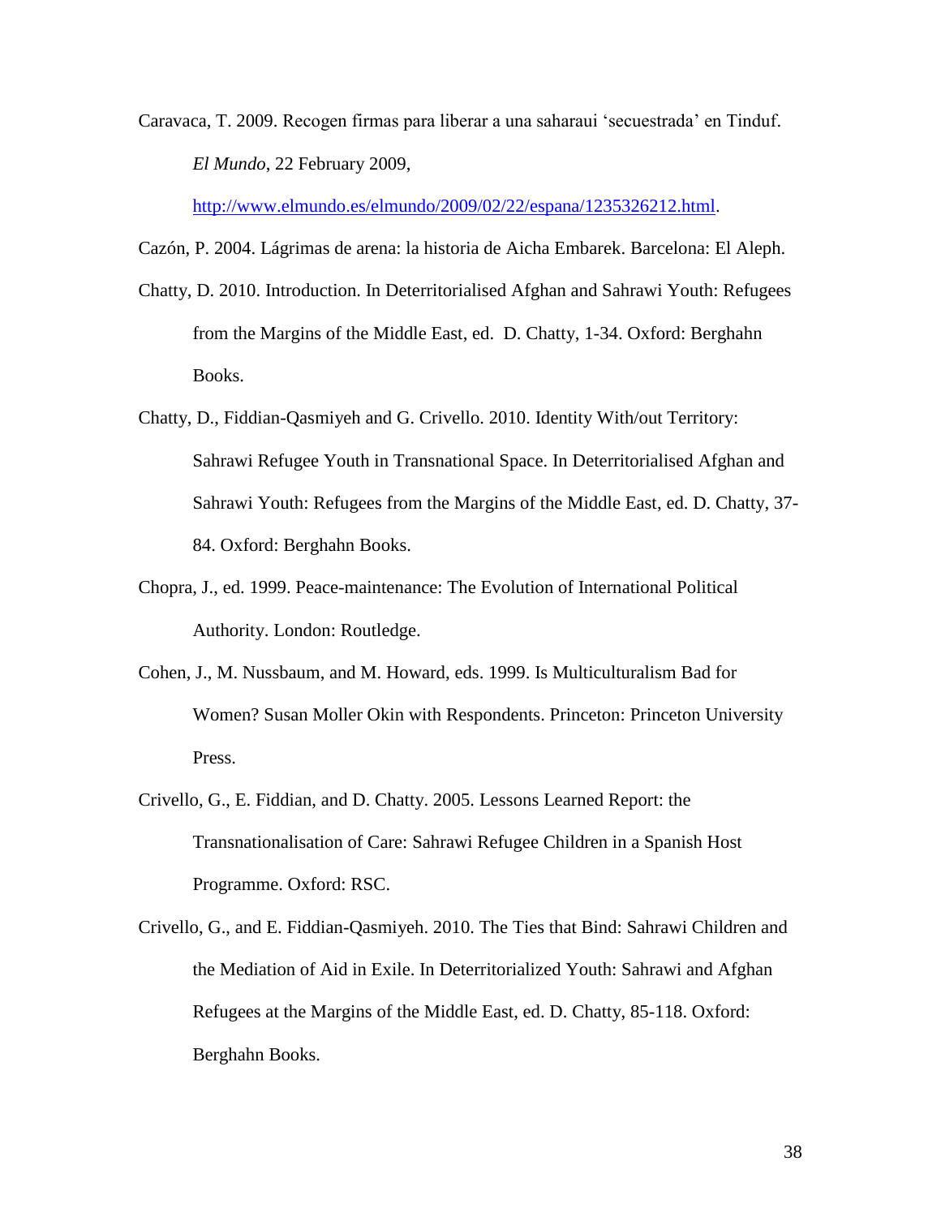Caravaca, T. 2009. Recogen firmas para liberar a una saharaui 'secuestrada' en Tinduf. *El Mundo*, 22 February 2009, http://www.elmundo.es/elmundo/2009/02/22/espana/1235326212.html.

Cazón, P. 2004. Lágrimas de arena: la historia de Aicha Embarek. Barcelona: El Aleph.

Chatty, D. 2010. Introduction. In Deterritorialised Afghan and Sahrawi Youth: Refugees from the Margins of the Middle East, ed. D. Chatty, 1-34. Oxford: Berghahn Books.

Chatty, D., Fiddian-Qasmiyeh and G. Crivello. 2010. Identity With/out Territory: Sahrawi Refugee Youth in Transnational Space. In Deterritorialised Afghan and Sahrawi Youth: Refugees from the Margins of the Middle East, ed. D. Chatty, 37-84. Oxford: Berghahn Books.

Chopra, J., ed. 1999. Peace-maintenance: The Evolution of International Political Authority. London: Routledge.

Cohen, J., M. Nussbaum, and M. Howard, eds. 1999. Is Multiculturalism Bad for Women? Susan Moller Okin with Respondents. Princeton: Princeton University Press.

Crivello, G., E. Fiddian, and D. Chatty. 2005. Lessons Learned Report: the Transnationalisation of Care: Sahrawi Refugee Children in a Spanish Host Programme. Oxford: RSC.

Crivello, G., and E. Fiddian-Qasmiyeh. 2010. The Ties that Bind: Sahrawi Children and the Mediation of Aid in Exile. In Deterritorialized Youth: Sahrawi and Afghan Refugees at the Margins of the Middle East, ed. D. Chatty, 85-118. Oxford: Berghahn Books.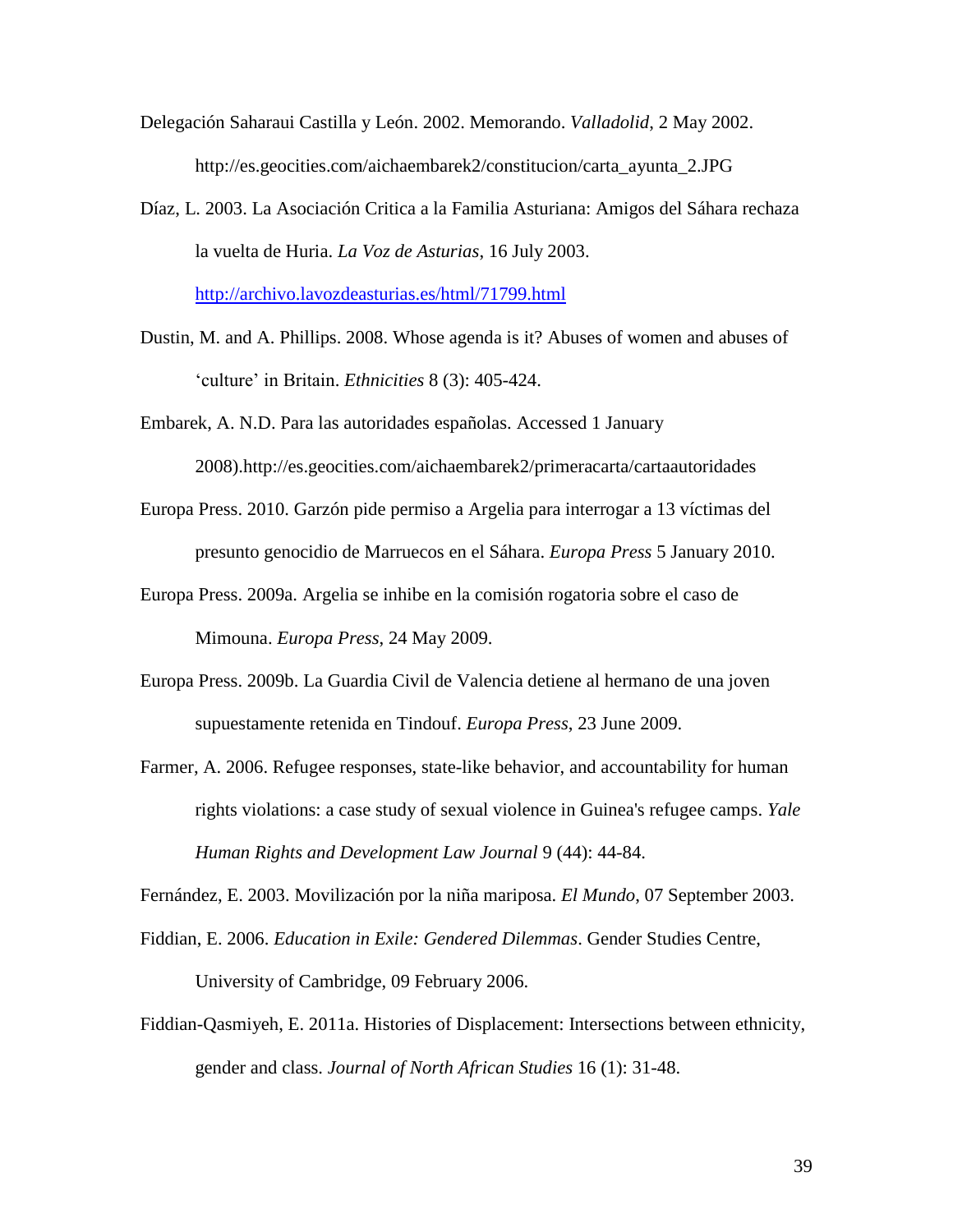Delegación Saharaui Castilla y León. 2002. Memorando. *Valladolid*, 2 May 2002. http://es.geocities.com/aichaembarek2/constitucion/carta_ayunta_2.JPG

Díaz, L. 2003. La Asociación Critica a la Familia Asturiana: Amigos del Sáhara rechaza la vuelta de Huria. *La Voz de Asturias*, 16 July 2003. http://archivo.lavozdeasturias.es/html/71799.html

Dustin, M. and A. Phillips. 2008. Whose agenda is it? Abuses of women and abuses of 'culture' in Britain. *Ethnicities* 8 (3): 405-424.

Embarek, A. N.D. Para las autoridades españolas. Accessed 1 January 2008).http://es.geocities.com/aichaembarek2/primeracarta/cartaautoridades

Europa Press. 2010. Garzón pide permiso a Argelia para interrogar a 13 víctimas del presunto genocidio de Marruecos en el Sáhara. *Europa Press* 5 January 2010.

Europa Press. 2009a. Argelia se inhibe en la comisión rogatoria sobre el caso de Mimouna. *Europa Press*, 24 May 2009.

Europa Press. 2009b. La Guardia Civil de Valencia detiene al hermano de una joven supuestamente retenida en Tindouf. *Europa Press*, 23 June 2009.

Farmer, A. 2006. Refugee responses, state-like behavior, and accountability for human rights violations: a case study of sexual violence in Guinea's refugee camps. *Yale Human Rights and Development Law Journal* 9 (44): 44-84.

Fernández, E. 2003. Movilización por la niña mariposa. *El Mundo*, 07 September 2003.

Fiddian, E. 2006. *Education in Exile: Gendered Dilemmas*. Gender Studies Centre, University of Cambridge, 09 February 2006.

Fiddian-Qasmiyeh, E. 2011a. Histories of Displacement: Intersections between ethnicity, gender and class. *Journal of North African Studies* 16 (1): 31-48.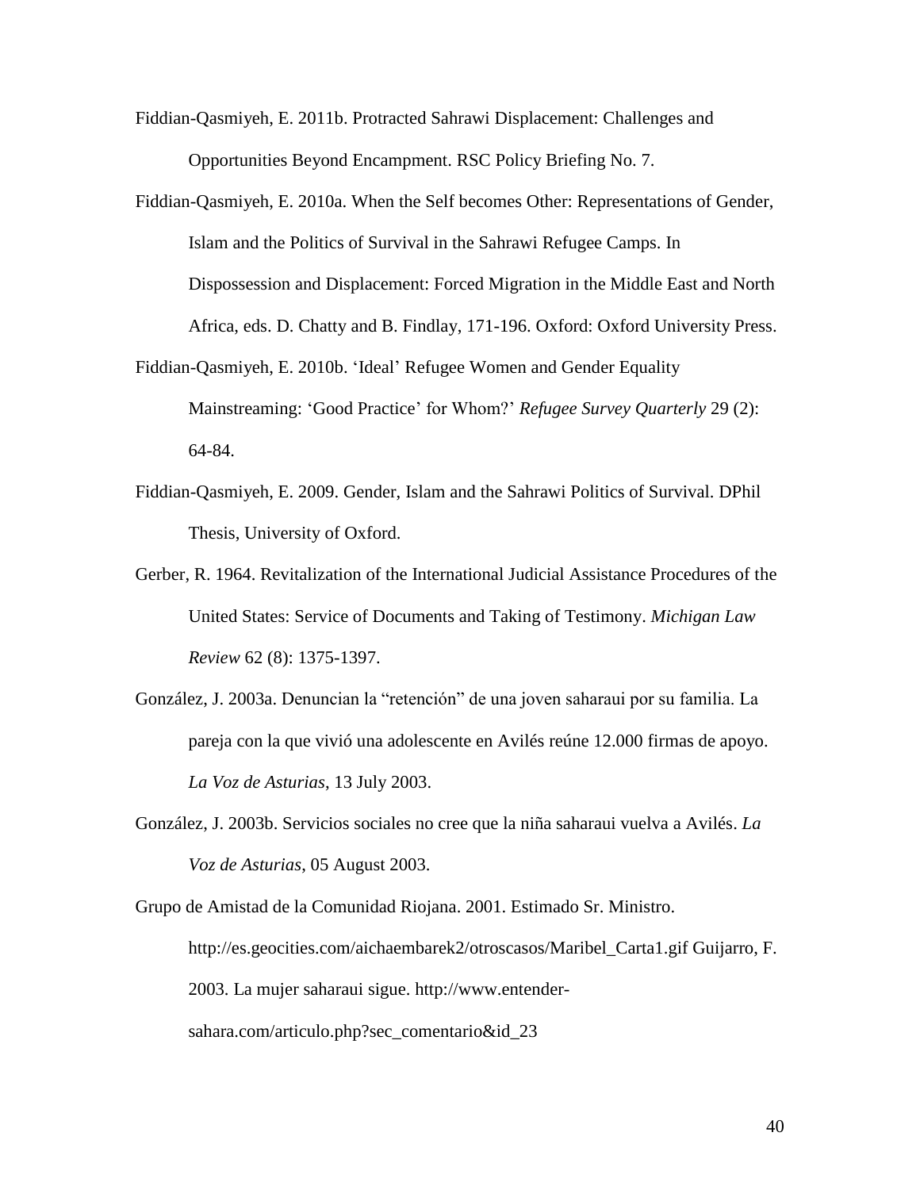Fiddian-Qasmiyeh, E. 2011b. Protracted Sahrawi Displacement: Challenges and Opportunities Beyond Encampment. RSC Policy Briefing No. 7.

Fiddian-Qasmiyeh, E. 2010a. When the Self becomes Other: Representations of Gender, Islam and the Politics of Survival in the Sahrawi Refugee Camps. In Dispossession and Displacement: Forced Migration in the Middle East and North Africa, eds. D. Chatty and B. Findlay, 171-196. Oxford: Oxford University Press.

Fiddian-Qasmiyeh, E. 2010b. 'Ideal' Refugee Women and Gender Equality Mainstreaming: 'Good Practice' for Whom?' *Refugee Survey Quarterly* 29 (2): 64-84.

Fiddian-Qasmiyeh, E. 2009. Gender, Islam and the Sahrawi Politics of Survival. DPhil Thesis, University of Oxford.

Gerber, R. 1964. Revitalization of the International Judicial Assistance Procedures of the United States: Service of Documents and Taking of Testimony. *Michigan Law Review* 62 (8): 1375-1397.

González, J. 2003a. Denuncian la "retención" de una joven saharaui por su familia. La pareja con la que vivió una adolescente en Avilés reúne 12.000 firmas de apoyo. *La Voz de Asturias*, 13 July 2003.

González, J. 2003b. Servicios sociales no cree que la niña saharaui vuelva a Avilés. *La Voz de Asturias*, 05 August 2003.

Grupo de Amistad de la Comunidad Riojana. 2001. Estimado Sr. Ministro. http://es.geocities.com/aichaembarek2/otroscasos/Maribel_Carta1.gif Guijarro, F. 2003. La mujer saharaui sigue. http://www.entender-sahara.com/articulo.php?sec_comentario&id_23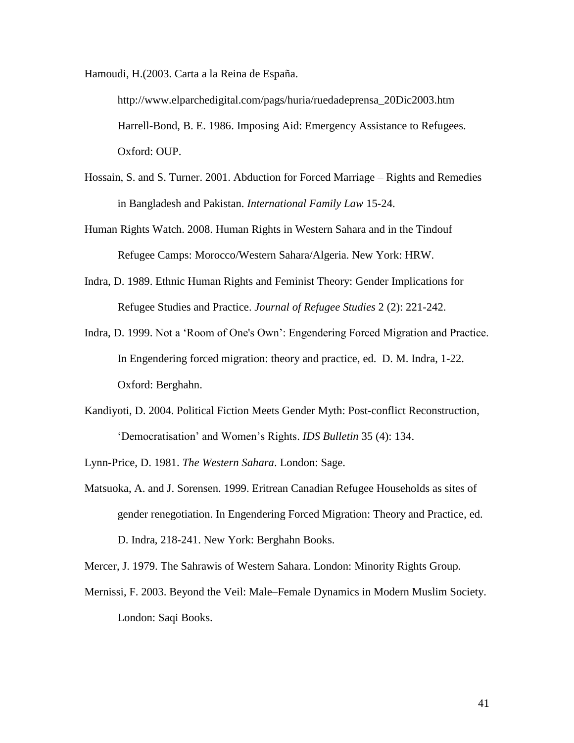Hamoudi, H.(2003. Carta a la Reina de España.

http://www.elparchedigital.com/pags/huria/ruedadeprensa_20Dic2003.htm

Harrell-Bond, B. E. 1986. Imposing Aid: Emergency Assistance to Refugees. Oxford: OUP.

Hossain, S. and S. Turner. 2001. Abduction for Forced Marriage – Rights and Remedies in Bangladesh and Pakistan. *International Family Law* 15-24.

Human Rights Watch. 2008. Human Rights in Western Sahara and in the Tindouf Refugee Camps: Morocco/Western Sahara/Algeria. New York: HRW.

Indra, D. 1989. Ethnic Human Rights and Feminist Theory: Gender Implications for Refugee Studies and Practice. *Journal of Refugee Studies* 2 (2): 221-242.

Indra, D. 1999. Not a 'Room of One's Own': Engendering Forced Migration and Practice. In Engendering forced migration: theory and practice, ed. D. M. Indra, 1-22. Oxford: Berghahn.

Kandiyoti, D. 2004. Political Fiction Meets Gender Myth: Post-conflict Reconstruction, 'Democratisation' and Women's Rights. *IDS Bulletin* 35 (4): 134.

Lynn-Price, D. 1981. *The Western Sahara*. London: Sage.

Matsuoka, A. and J. Sorensen. 1999. Eritrean Canadian Refugee Households as sites of gender renegotiation. In Engendering Forced Migration: Theory and Practice, ed. D. Indra, 218-241. New York: Berghahn Books.

Mercer, J. 1979. The Sahrawis of Western Sahara. London: Minority Rights Group.

Mernissi, F. 2003. Beyond the Veil: Male–Female Dynamics in Modern Muslim Society. London: Saqi Books.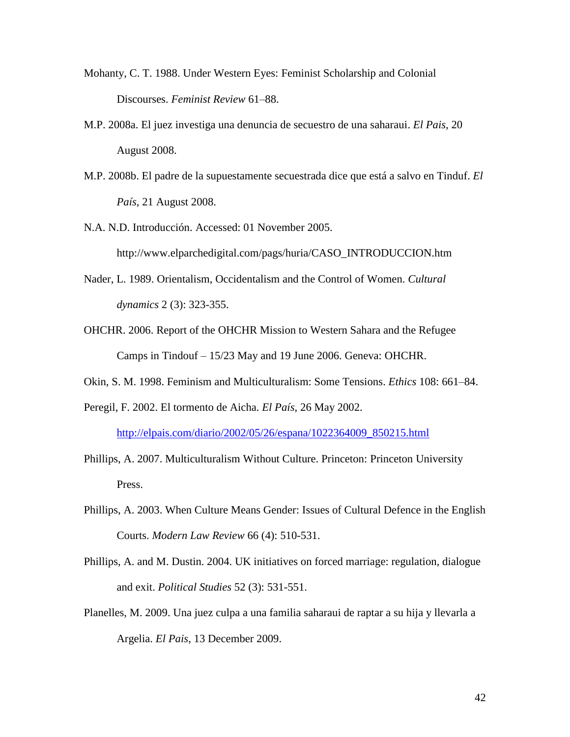Mohanty, C. T. 1988. Under Western Eyes: Feminist Scholarship and Colonial Discourses. *Feminist Review* 61–88.

M.P. 2008a. El juez investiga una denuncia de secuestro de una saharaui. *El Pais*, 20 August 2008.

M.P. 2008b. El padre de la supuestamente secuestrada dice que está a salvo en Tinduf. *El País*, 21 August 2008.

N.A. N.D. Introducción. Accessed: 01 November 2005. http://www.elparchedigital.com/pags/huria/CASO_INTRODUCCION.htm

Nader, L. 1989. Orientalism, Occidentalism and the Control of Women. *Cultural dynamics* 2 (3): 323-355.

OHCHR. 2006. Report of the OHCHR Mission to Western Sahara and the Refugee Camps in Tindouf – 15/23 May and 19 June 2006. Geneva: OHCHR.

Okin, S. M. 1998. Feminism and Multiculturalism: Some Tensions. *Ethics* 108: 661–84.

Peregil, F. 2002. El tormento de Aicha. *El País*, 26 May 2002. http://elpais.com/diario/2002/05/26/espana/1022364009_850215.html

Phillips, A. 2007. Multiculturalism Without Culture. Princeton: Princeton University Press.

Phillips, A. 2003. When Culture Means Gender: Issues of Cultural Defence in the English Courts. *Modern Law Review* 66 (4): 510-531.

Phillips, A. and M. Dustin. 2004. UK initiatives on forced marriage: regulation, dialogue and exit. *Political Studies* 52 (3): 531-551.

Planelles, M. 2009. Una juez culpa a una familia saharaui de raptar a su hija y llevarla a Argelia. *El Pais*, 13 December 2009.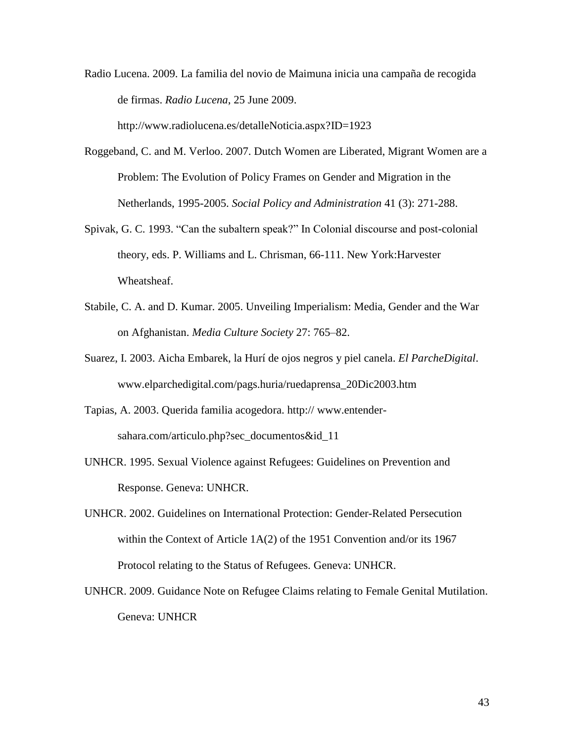Radio Lucena. 2009. La familia del novio de Maimuna inicia una campaña de recogida de firmas. *Radio Lucena*, 25 June 2009. http://www.radiolucena.es/detalleNoticia.aspx?ID=1923

Roggeband, C. and M. Verloo. 2007. Dutch Women are Liberated, Migrant Women are a Problem: The Evolution of Policy Frames on Gender and Migration in the Netherlands, 1995-2005. *Social Policy and Administration* 41 (3): 271-288.

Spivak, G. C. 1993. "Can the subaltern speak?" In Colonial discourse and post-colonial theory, eds. P. Williams and L. Chrisman, 66-111. New York:Harvester Wheatsheaf.

Stabile, C. A. and D. Kumar. 2005. Unveiling Imperialism: Media, Gender and the War on Afghanistan. *Media Culture Society* 27: 765–82.

Suarez, I. 2003. Aicha Embarek, la Hurí de ojos negros y piel canela. *El ParcheDigital*. www.elparchedigital.com/pags.huria/ruedaprensa_20Dic2003.htm

Tapias, A. 2003. Querida familia acogedora. http:// www.entender-sahara.com/articulo.php?sec_documentos&id_11

UNHCR. 1995. Sexual Violence against Refugees: Guidelines on Prevention and Response. Geneva: UNHCR.

UNHCR. 2002. Guidelines on International Protection: Gender-Related Persecution within the Context of Article 1A(2) of the 1951 Convention and/or its 1967 Protocol relating to the Status of Refugees. Geneva: UNHCR.

UNHCR. 2009. Guidance Note on Refugee Claims relating to Female Genital Mutilation. Geneva: UNHCR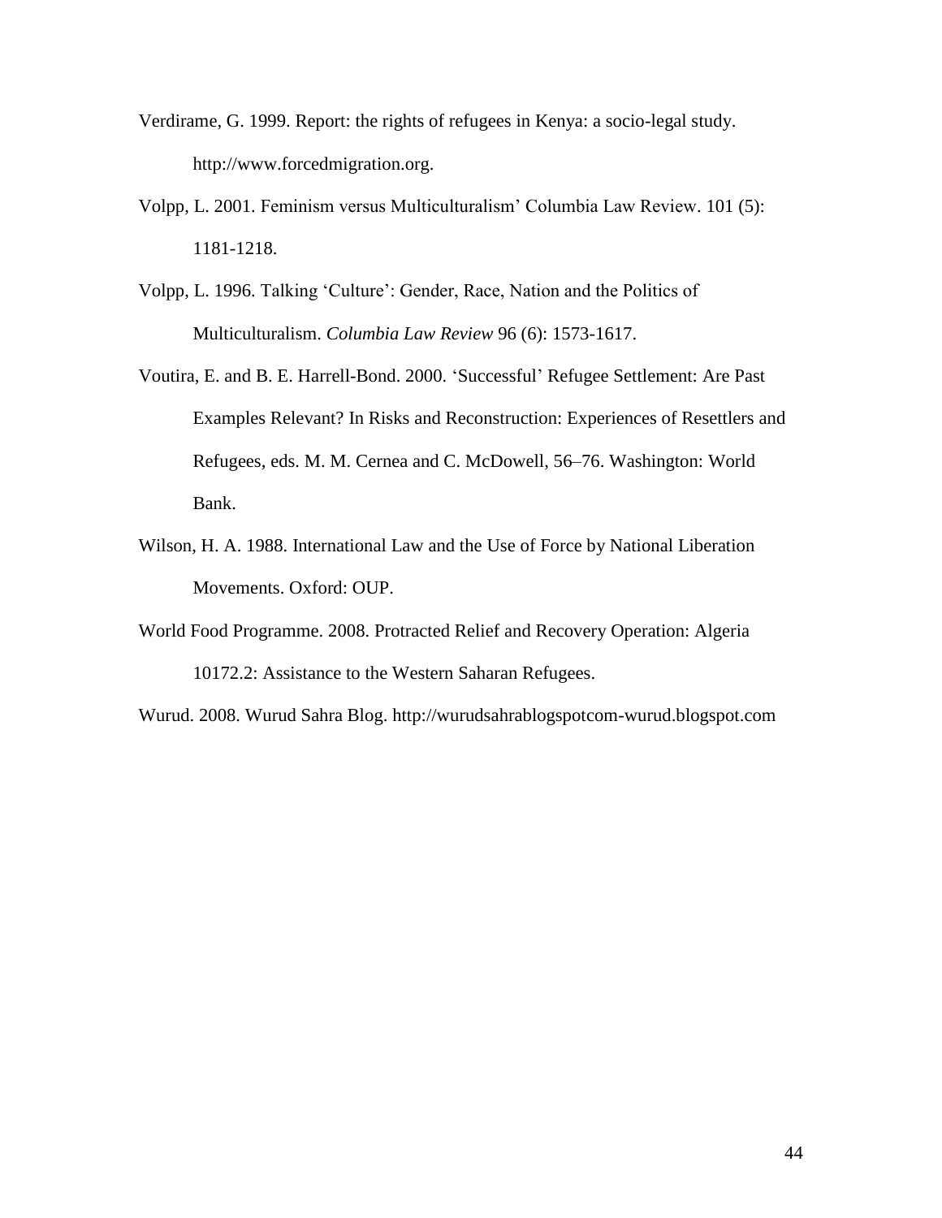Verdirame, G. 1999. Report: the rights of refugees in Kenya: a socio-legal study. http://www.forcedmigration.org.

Volpp, L. 2001. Feminism versus Multiculturalism' Columbia Law Review. 101 (5): 1181-1218.

Volpp, L. 1996. Talking 'Culture': Gender, Race, Nation and the Politics of Multiculturalism. *Columbia Law Review* 96 (6): 1573-1617.

Voutira, E. and B. E. Harrell-Bond. 2000. 'Successful' Refugee Settlement: Are Past Examples Relevant? In Risks and Reconstruction: Experiences of Resettlers and Refugees, eds. M. M. Cernea and C. McDowell, 56–76. Washington: World Bank.

Wilson, H. A. 1988. International Law and the Use of Force by National Liberation Movements. Oxford: OUP.

World Food Programme. 2008. Protracted Relief and Recovery Operation: Algeria 10172.2: Assistance to the Western Saharan Refugees.

Wurud. 2008. Wurud Sahra Blog. http://wurudsahrablogspotcom-wurud.blogspot.com